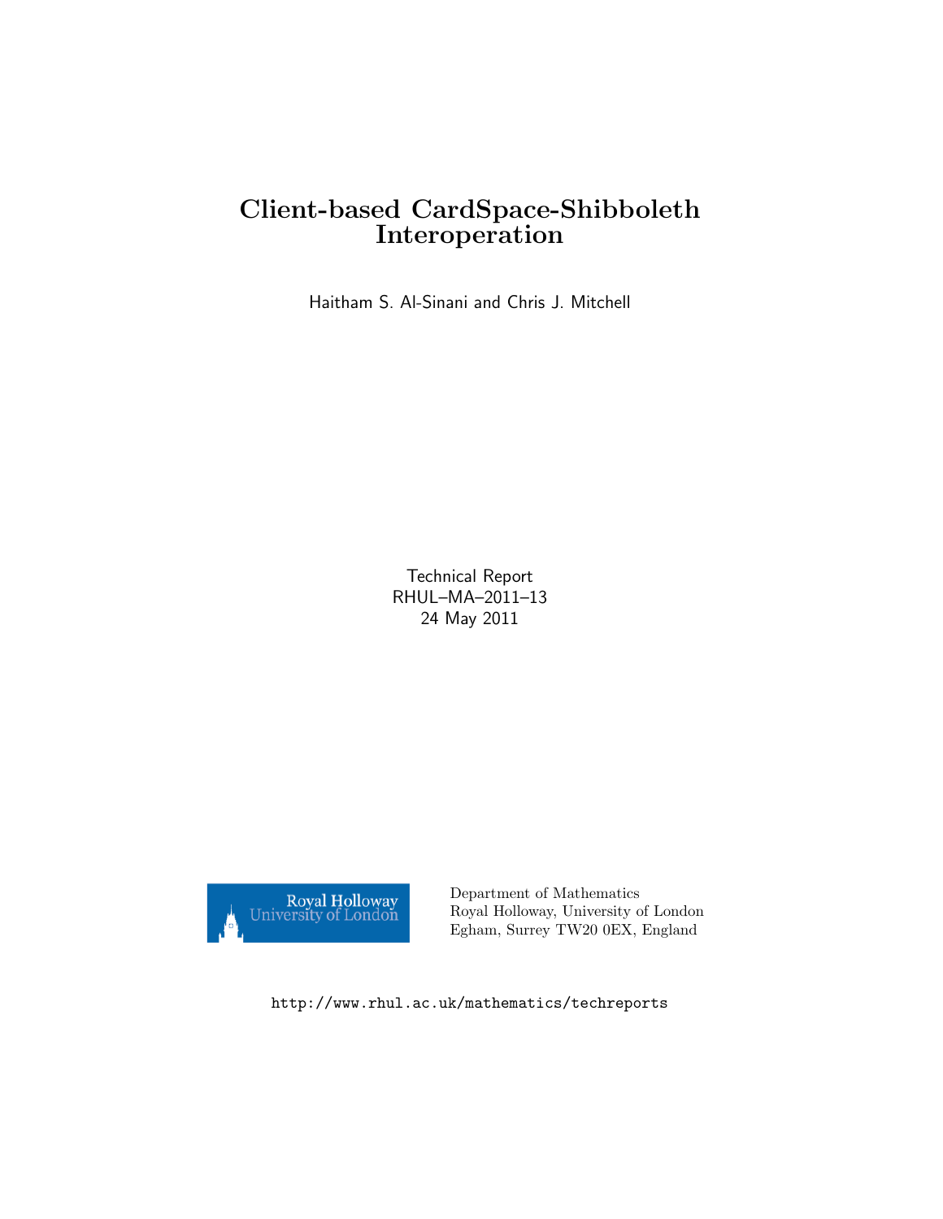# Client-based CardSpace-Shibboleth Interoperation

Haitham S. Al-Sinani and Chris J. Mitchell

Technical Report
RHUL–MA–2011–13
24 May 2011

Royal Holloway University of London

Department of Mathematics
Royal Holloway, University of London
Egham, Surrey TW20 0EX, England

http://www.rhul.ac.uk/mathematics/techreports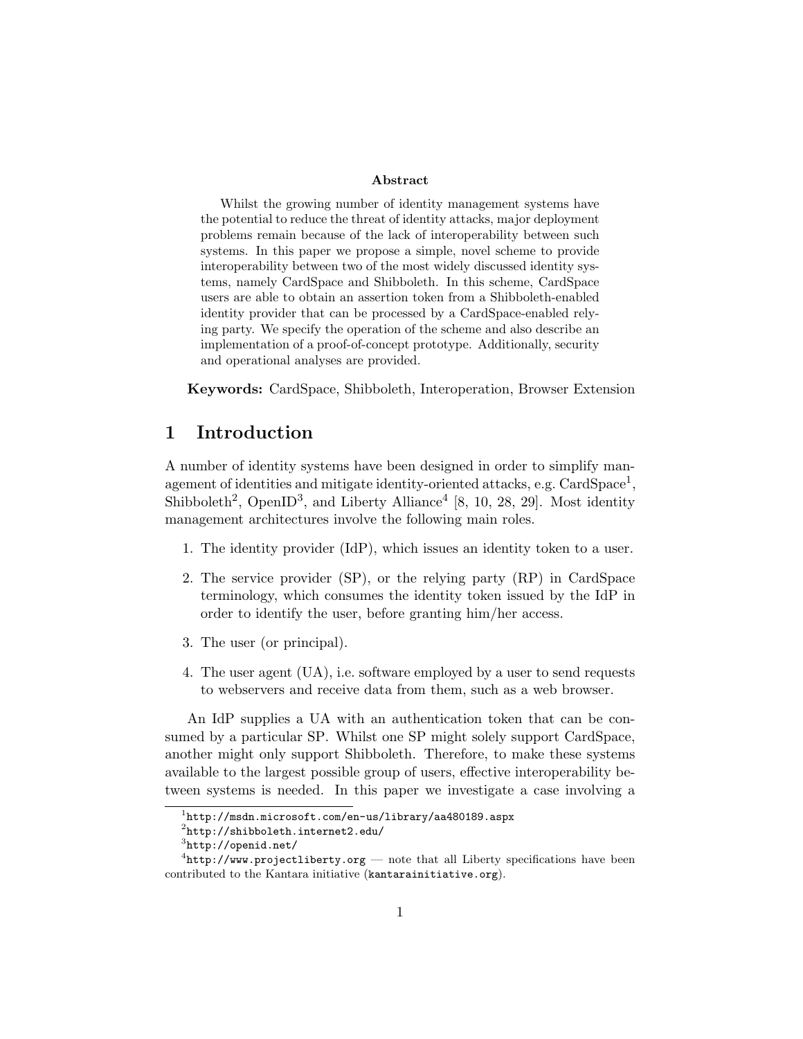**Abstract**

Whilst the growing number of identity management systems have the potential to reduce the threat of identity attacks, major deployment problems remain because of the lack of interoperability between such systems. In this paper we propose a simple, novel scheme to provide interoperability between two of the most widely discussed identity systems, namely CardSpace and Shibboleth. In this scheme, CardSpace users are able to obtain an assertion token from a Shibboleth-enabled identity provider that can be processed by a CardSpace-enabled relying party. We specify the operation of the scheme and also describe an implementation of a proof-of-concept prototype. Additionally, security and operational analyses are provided.

**Keywords:** CardSpace, Shibboleth, Interoperation, Browser Extension

# 1 Introduction

A number of identity systems have been designed in order to simplify management of identities and mitigate identity-oriented attacks, e.g. CardSpace[1], Shibboleth[2], OpenID[3], and Liberty Alliance[4] [8, 10, 28, 29]. Most identity management architectures involve the following main roles.

1. The identity provider (IdP), which issues an identity token to a user.
2. The service provider (SP), or the relying party (RP) in CardSpace terminology, which consumes the identity token issued by the IdP in order to identify the user, before granting him/her access.
3. The user (or principal).
4. The user agent (UA), i.e. software employed by a user to send requests to webservers and receive data from them, such as a web browser.

An IdP supplies a UA with an authentication token that can be consumed by a particular SP. Whilst one SP might solely support CardSpace, another might only support Shibboleth. Therefore, to make these systems available to the largest possible group of users, effective interoperability between systems is needed. In this paper we investigate a case involving a

[1] `http://msdn.microsoft.com/en-us/library/aa480189.aspx`

[2] `http://shibboleth.internet2.edu/`

[3] `http://openid.net/`

[4] `http://www.projectliberty.org` — note that all Liberty specifications have been contributed to the Kantara initiative (`kantarainitiative.org`).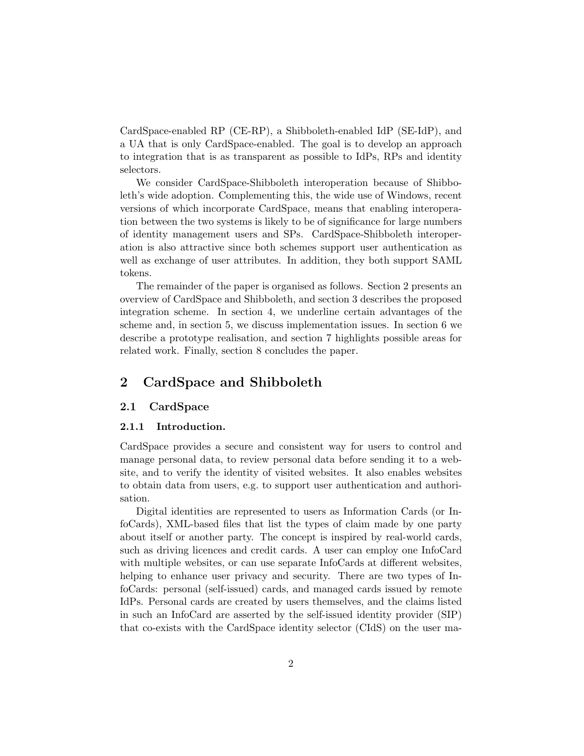CardSpace-enabled RP (CE-RP), a Shibboleth-enabled IdP (SE-IdP), and a UA that is only CardSpace-enabled. The goal is to develop an approach to integration that is as transparent as possible to IdPs, RPs and identity selectors.

We consider CardSpace-Shibboleth interoperation because of Shibboleth's wide adoption. Complementing this, the wide use of Windows, recent versions of which incorporate CardSpace, means that enabling interoperation between the two systems is likely to be of significance for large numbers of identity management users and SPs. CardSpace-Shibboleth interoperation is also attractive since both schemes support user authentication as well as exchange of user attributes. In addition, they both support SAML tokens.

The remainder of the paper is organised as follows. Section 2 presents an overview of CardSpace and Shibboleth, and section 3 describes the proposed integration scheme. In section 4, we underline certain advantages of the scheme and, in section 5, we discuss implementation issues. In section 6 we describe a prototype realisation, and section 7 highlights possible areas for related work. Finally, section 8 concludes the paper.

## 2 CardSpace and Shibboleth

### 2.1 CardSpace

#### 2.1.1 Introduction.

CardSpace provides a secure and consistent way for users to control and manage personal data, to review personal data before sending it to a website, and to verify the identity of visited websites. It also enables websites to obtain data from users, e.g. to support user authentication and authorisation.

Digital identities are represented to users as Information Cards (or InfoCards), XML-based files that list the types of claim made by one party about itself or another party. The concept is inspired by real-world cards, such as driving licences and credit cards. A user can employ one InfoCard with multiple websites, or can use separate InfoCards at different websites, helping to enhance user privacy and security. There are two types of InfoCards: personal (self-issued) cards, and managed cards issued by remote IdPs. Personal cards are created by users themselves, and the claims listed in such an InfoCard are asserted by the self-issued identity provider (SIP) that co-exists with the CardSpace identity selector (CIdS) on the user ma-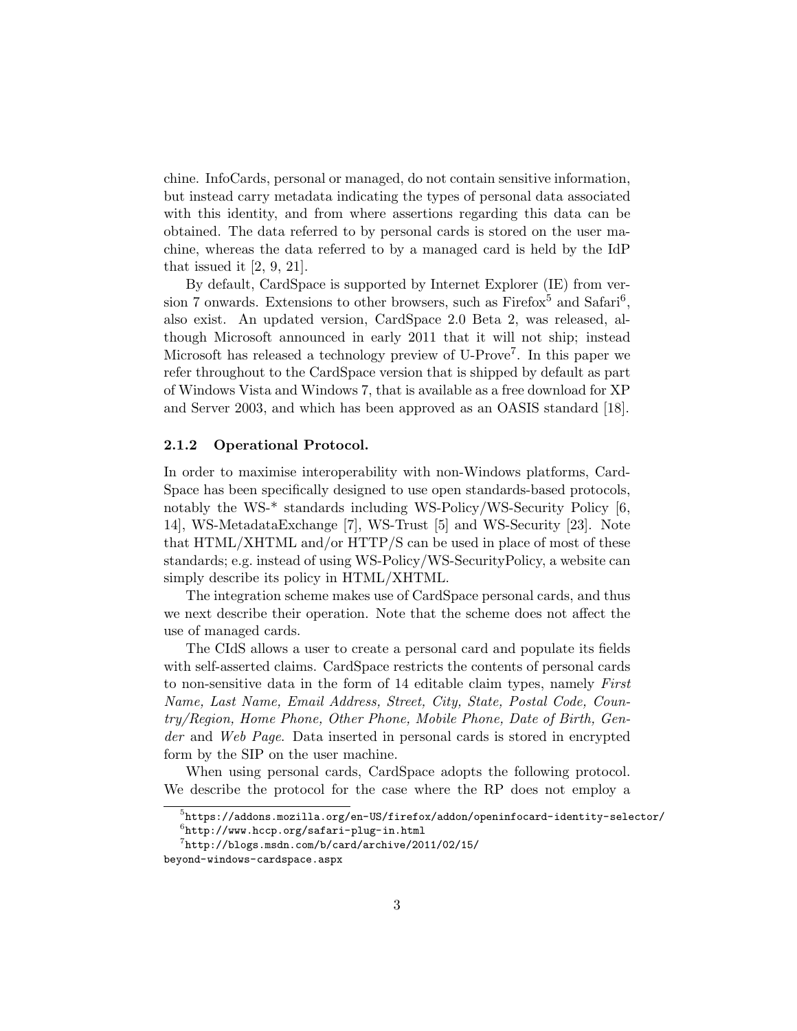chine. InfoCards, personal or managed, do not contain sensitive information, but instead carry metadata indicating the types of personal data associated with this identity, and from where assertions regarding this data can be obtained. The data referred to by personal cards is stored on the user machine, whereas the data referred to by a managed card is held by the IdP that issued it [2, 9, 21].

By default, CardSpace is supported by Internet Explorer (IE) from version 7 onwards. Extensions to other browsers, such as Firefox[5] and Safari[6], also exist. An updated version, CardSpace 2.0 Beta 2, was released, although Microsoft announced in early 2011 that it will not ship; instead Microsoft has released a technology preview of U-Prove[7]. In this paper we refer throughout to the CardSpace version that is shipped by default as part of Windows Vista and Windows 7, that is available as a free download for XP and Server 2003, and which has been approved as an OASIS standard [18].

### 2.1.2 Operational Protocol.

In order to maximise interoperability with non-Windows platforms, CardSpace has been specifically designed to use open standards-based protocols, notably the WS-* standards including WS-Policy/WS-Security Policy [6, 14], WS-MetadataExchange [7], WS-Trust [5] and WS-Security [23]. Note that HTML/XHTML and/or HTTP/S can be used in place of most of these standards; e.g. instead of using WS-Policy/WS-SecurityPolicy, a website can simply describe its policy in HTML/XHTML.

The integration scheme makes use of CardSpace personal cards, and thus we next describe their operation. Note that the scheme does not affect the use of managed cards.

The CIdS allows a user to create a personal card and populate its fields with self-asserted claims. CardSpace restricts the contents of personal cards to non-sensitive data in the form of 14 editable claim types, namely *First Name, Last Name, Email Address, Street, City, State, Postal Code, Country/Region, Home Phone, Other Phone, Mobile Phone, Date of Birth, Gender* and *Web Page*. Data inserted in personal cards is stored in encrypted form by the SIP on the user machine.

When using personal cards, CardSpace adopts the following protocol. We describe the protocol for the case where the RP does not employ a

[5] https://addons.mozilla.org/en-US/firefox/addon/openinfocard-identity-selector/

[6] http://www.hccp.org/safari-plug-in.html

[7] http://blogs.msdn.com/b/card/archive/2011/02/15/beyond-windows-cardspace.aspx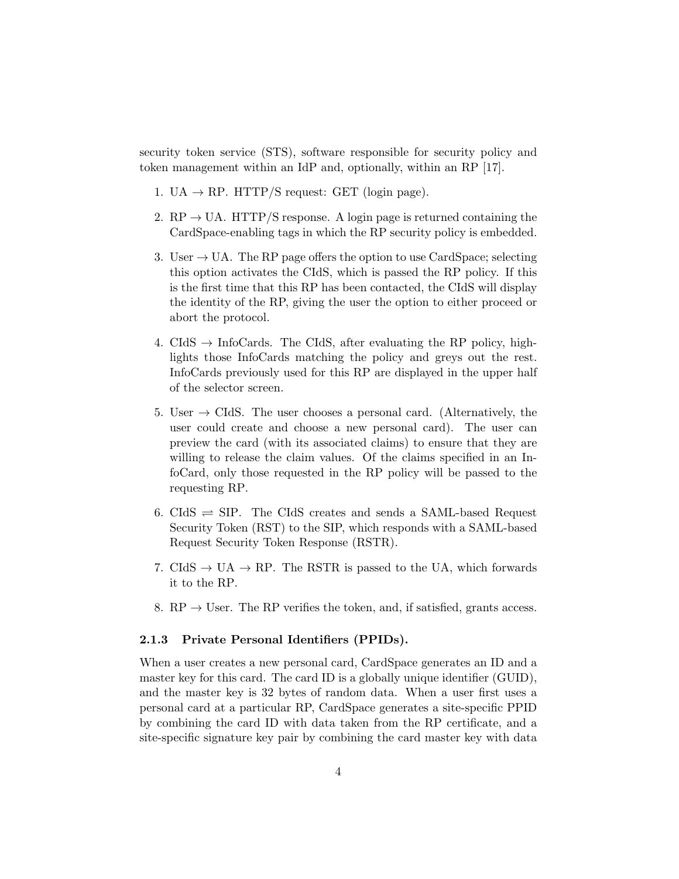security token service (STS), software responsible for security policy and token management within an IdP and, optionally, within an RP [17].

1. UA → RP. HTTP/S request: GET (login page).

2. RP → UA. HTTP/S response. A login page is returned containing the CardSpace-enabling tags in which the RP security policy is embedded.

3. User → UA. The RP page offers the option to use CardSpace; selecting this option activates the CIdS, which is passed the RP policy. If this is the first time that this RP has been contacted, the CIdS will display the identity of the RP, giving the user the option to either proceed or abort the protocol.

4. CIdS → InfoCards. The CIdS, after evaluating the RP policy, highlights those InfoCards matching the policy and greys out the rest. InfoCards previously used for this RP are displayed in the upper half of the selector screen.

5. User → CIdS. The user chooses a personal card. (Alternatively, the user could create and choose a new personal card). The user can preview the card (with its associated claims) to ensure that they are willing to release the claim values. Of the claims specified in an InfoCard, only those requested in the RP policy will be passed to the requesting RP.

6. CIdS ⇌ SIP. The CIdS creates and sends a SAML-based Request Security Token (RST) to the SIP, which responds with a SAML-based Request Security Token Response (RSTR).

7. CIdS → UA → RP. The RSTR is passed to the UA, which forwards it to the RP.

8. RP → User. The RP verifies the token, and, if satisfied, grants access.

### 2.1.3 Private Personal Identifiers (PPIDs).

When a user creates a new personal card, CardSpace generates an ID and a master key for this card. The card ID is a globally unique identifier (GUID), and the master key is 32 bytes of random data. When a user first uses a personal card at a particular RP, CardSpace generates a site-specific PPID by combining the card ID with data taken from the RP certificate, and a site-specific signature key pair by combining the card master key with data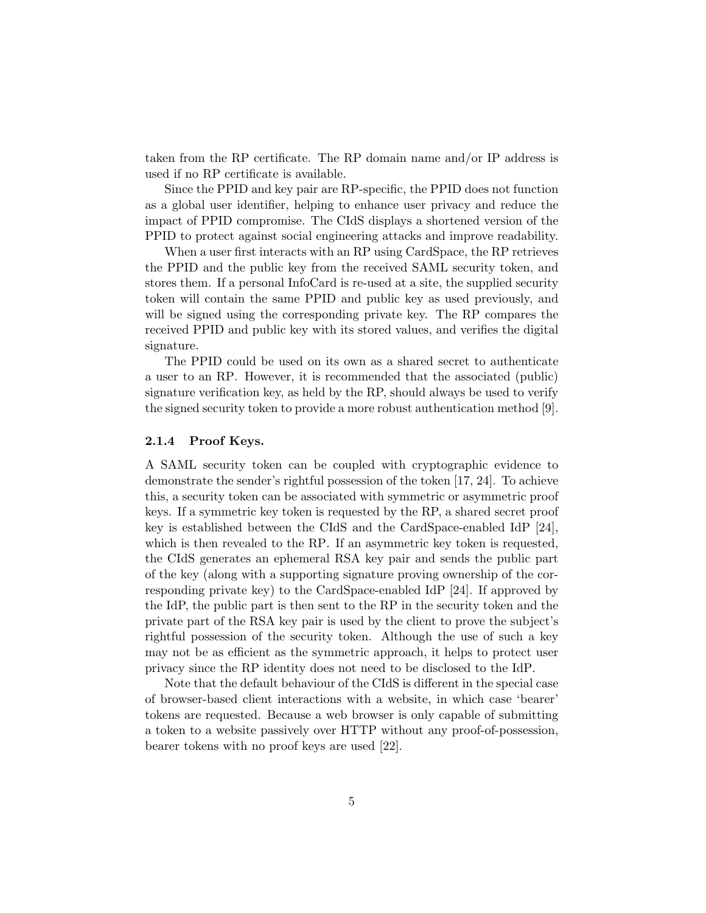taken from the RP certificate. The RP domain name and/or IP address is used if no RP certificate is available.

Since the PPID and key pair are RP-specific, the PPID does not function as a global user identifier, helping to enhance user privacy and reduce the impact of PPID compromise. The CIdS displays a shortened version of the PPID to protect against social engineering attacks and improve readability.

When a user first interacts with an RP using CardSpace, the RP retrieves the PPID and the public key from the received SAML security token, and stores them. If a personal InfoCard is re-used at a site, the supplied security token will contain the same PPID and public key as used previously, and will be signed using the corresponding private key. The RP compares the received PPID and public key with its stored values, and verifies the digital signature.

The PPID could be used on its own as a shared secret to authenticate a user to an RP. However, it is recommended that the associated (public) signature verification key, as held by the RP, should always be used to verify the signed security token to provide a more robust authentication method [9].

#### 2.1.4 Proof Keys.

A SAML security token can be coupled with cryptographic evidence to demonstrate the sender's rightful possession of the token [17, 24]. To achieve this, a security token can be associated with symmetric or asymmetric proof keys. If a symmetric key token is requested by the RP, a shared secret proof key is established between the CIdS and the CardSpace-enabled IdP [24], which is then revealed to the RP. If an asymmetric key token is requested, the CIdS generates an ephemeral RSA key pair and sends the public part of the key (along with a supporting signature proving ownership of the corresponding private key) to the CardSpace-enabled IdP [24]. If approved by the IdP, the public part is then sent to the RP in the security token and the private part of the RSA key pair is used by the client to prove the subject's rightful possession of the security token. Although the use of such a key may not be as efficient as the symmetric approach, it helps to protect user privacy since the RP identity does not need to be disclosed to the IdP.

Note that the default behaviour of the CIdS is different in the special case of browser-based client interactions with a website, in which case 'bearer' tokens are requested. Because a web browser is only capable of submitting a token to a website passively over HTTP without any proof-of-possession, bearer tokens with no proof keys are used [22].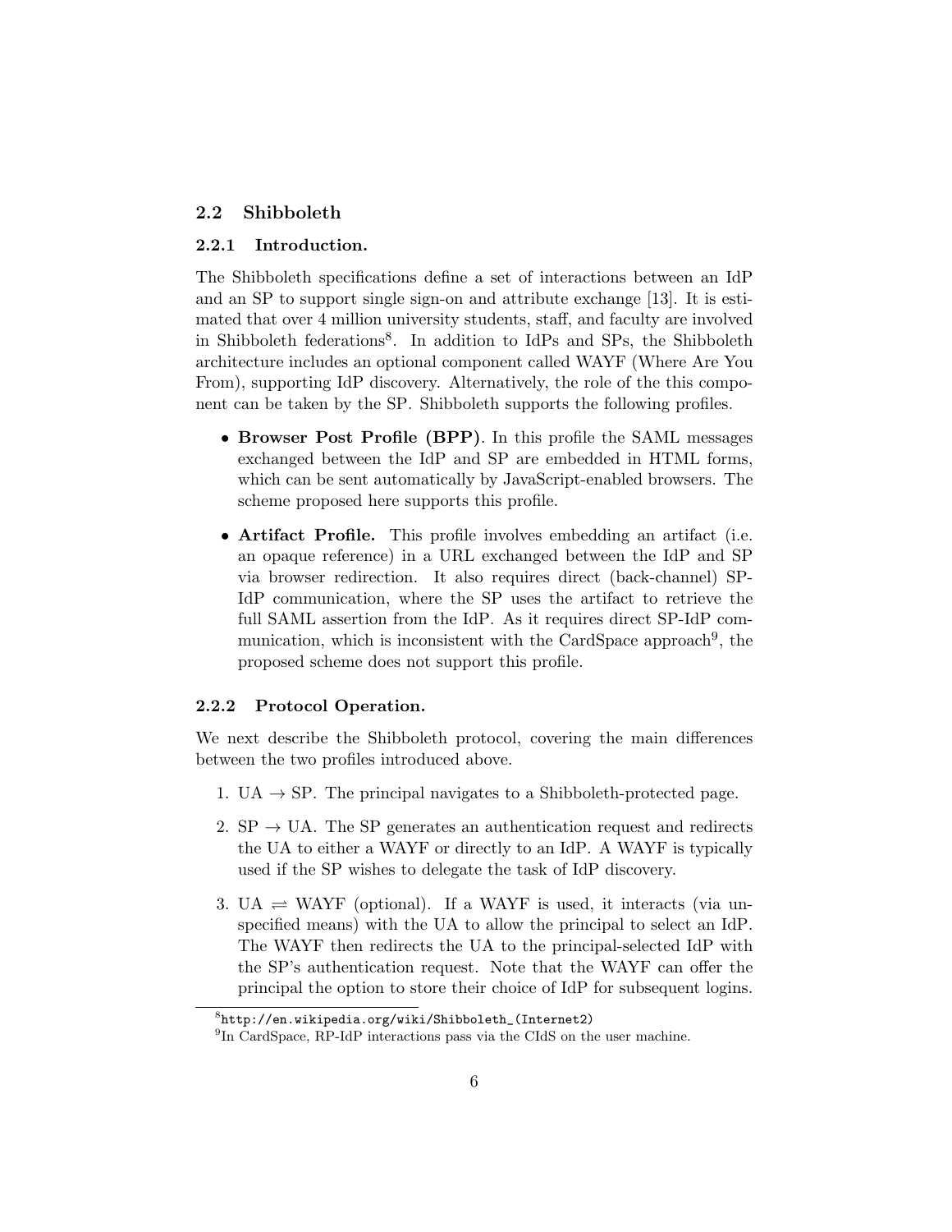### 2.2 Shibboleth

#### 2.2.1 Introduction.

The Shibboleth specifications define a set of interactions between an IdP and an SP to support single sign-on and attribute exchange [13]. It is estimated that over 4 million university students, staff, and faculty are involved in Shibboleth federations[8]. In addition to IdPs and SPs, the Shibboleth architecture includes an optional component called WAYF (Where Are You From), supporting IdP discovery. Alternatively, the role of the this component can be taken by the SP. Shibboleth supports the following profiles.

- **Browser Post Profile (BPP)**. In this profile the SAML messages exchanged between the IdP and SP are embedded in HTML forms, which can be sent automatically by JavaScript-enabled browsers. The scheme proposed here supports this profile.
- **Artifact Profile.** This profile involves embedding an artifact (i.e. an opaque reference) in a URL exchanged between the IdP and SP via browser redirection. It also requires direct (back-channel) SP-IdP communication, where the SP uses the artifact to retrieve the full SAML assertion from the IdP. As it requires direct SP-IdP communication, which is inconsistent with the CardSpace approach[9], the proposed scheme does not support this profile.

#### 2.2.2 Protocol Operation.

We next describe the Shibboleth protocol, covering the main differences between the two profiles introduced above.

1. UA $\rightarrow$ SP. The principal navigates to a Shibboleth-protected page.
2. SP $\rightarrow$ UA. The SP generates an authentication request and redirects the UA to either a WAYF or directly to an IdP. A WAYF is typically used if the SP wishes to delegate the task of IdP discovery.
3. UA $\rightleftharpoons$ WAYF (optional). If a WAYF is used, it interacts (via unspecified means) with the UA to allow the principal to select an IdP. The WAYF then redirects the UA to the principal-selected IdP with the SP's authentication request. Note that the WAYF can offer the principal the option to store their choice of IdP for subsequent logins.

[8] http://en.wikipedia.org/wiki/Shibboleth_(Internet2)

[9] In CardSpace, RP-IdP interactions pass via the CIdS on the user machine.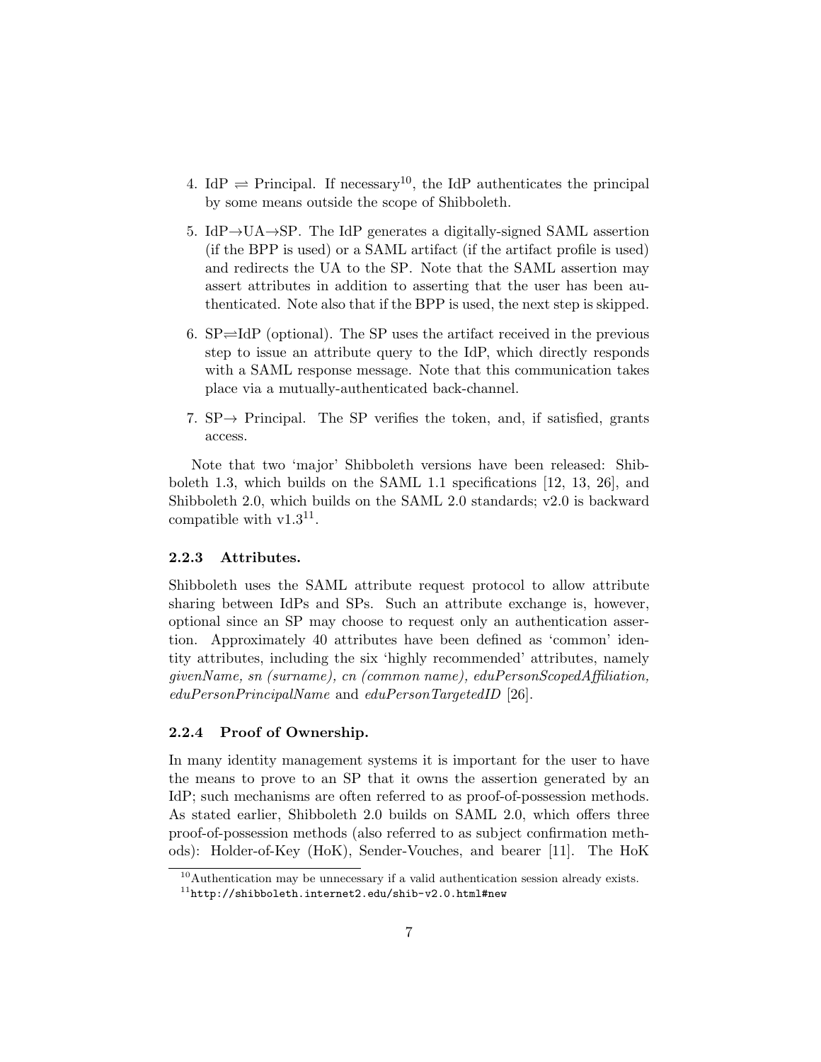4. IdP $\rightleftharpoons$ Principal. If necessary[10], the IdP authenticates the principal by some means outside the scope of Shibboleth.

5. IdP→UA→SP. The IdP generates a digitally-signed SAML assertion (if the BPP is used) or a SAML artifact (if the artifact profile is used) and redirects the UA to the SP. Note that the SAML assertion may assert attributes in addition to asserting that the user has been authenticated. Note also that if the BPP is used, the next step is skipped.

6. SP$\rightleftharpoons$IdP (optional). The SP uses the artifact received in the previous step to issue an attribute query to the IdP, which directly responds with a SAML response message. Note that this communication takes place via a mutually-authenticated back-channel.

7. SP→ Principal. The SP verifies the token, and, if satisfied, grants access.

Note that two 'major' Shibboleth versions have been released: Shibboleth 1.3, which builds on the SAML 1.1 specifications [12, 13, 26], and Shibboleth 2.0, which builds on the SAML 2.0 standards; v2.0 is backward compatible with v1.3[11].

### 2.2.3 Attributes.

Shibboleth uses the SAML attribute request protocol to allow attribute sharing between IdPs and SPs. Such an attribute exchange is, however, optional since an SP may choose to request only an authentication assertion. Approximately 40 attributes have been defined as 'common' identity attributes, including the six 'highly recommended' attributes, namely *givenName, sn (surname), cn (common name), eduPersonScopedAffiliation, eduPersonPrincipalName* and *eduPersonTargetedID* [26].

### 2.2.4 Proof of Ownership.

In many identity management systems it is important for the user to have the means to prove to an SP that it owns the assertion generated by an IdP; such mechanisms are often referred to as proof-of-possession methods. As stated earlier, Shibboleth 2.0 builds on SAML 2.0, which offers three proof-of-possession methods (also referred to as subject confirmation methods): Holder-of-Key (HoK), Sender-Vouches, and bearer [11]. The HoK

[10] Authentication may be unnecessary if a valid authentication session already exists.

[11] http://shibboleth.internet2.edu/shib-v2.0.html#new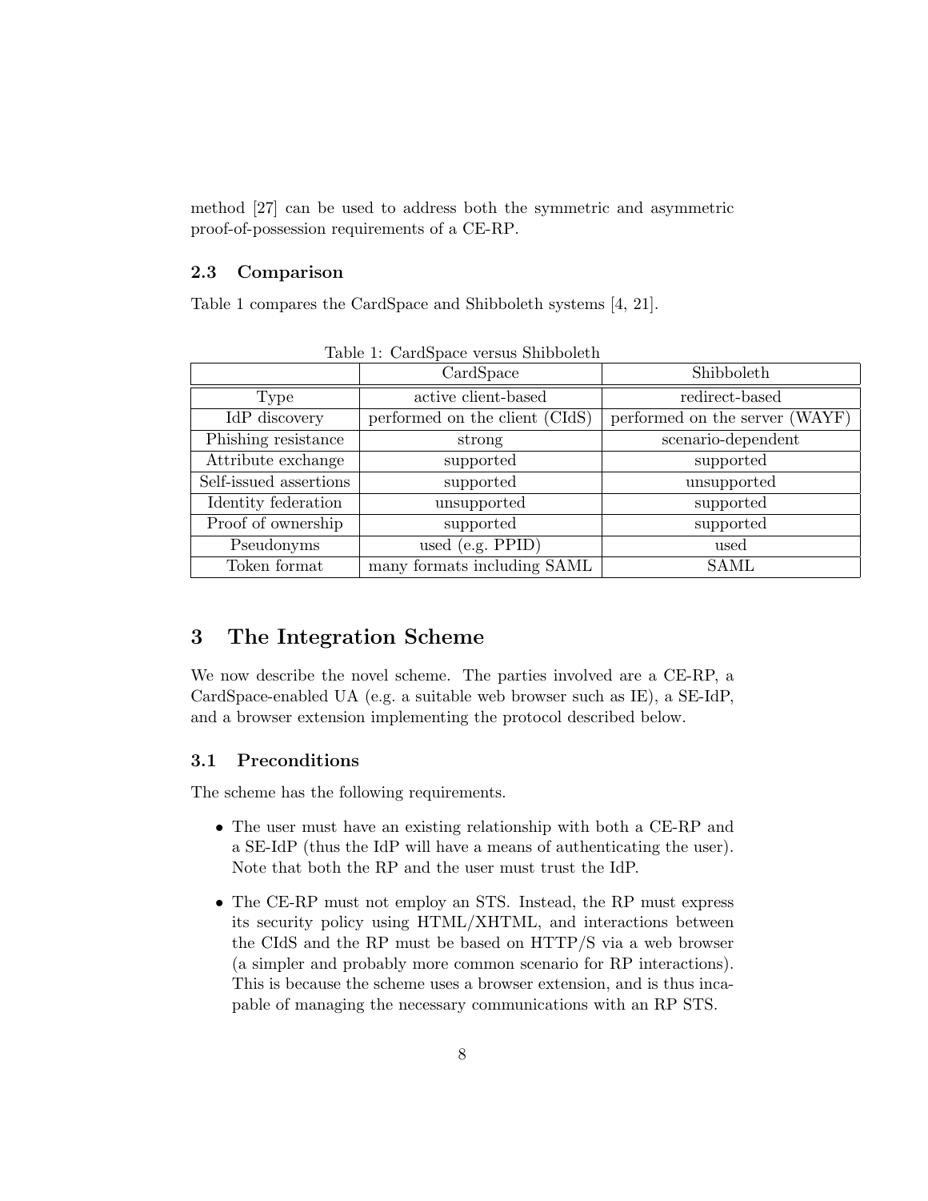method [27] can be used to address both the symmetric and asymmetric proof-of-possession requirements of a CE-RP.

### 2.3 Comparison

Table 1 compares the CardSpace and Shibboleth systems [4, 21].

Table 1: CardSpace versus Shibboleth

| | CardSpace | Shibboleth |
|---|---|---|
| Type | active client-based | redirect-based |
| IdP discovery | performed on the client (CIdS) | performed on the server (WAYF) |
| Phishing resistance | strong | scenario-dependent |
| Attribute exchange | supported | supported |
| Self-issued assertions | supported | unsupported |
| Identity federation | unsupported | supported |
| Proof of ownership | supported | supported |
| Pseudonyms | used (e.g. PPID) | used |
| Token format | many formats including SAML | SAML |

## 3 The Integration Scheme

We now describe the novel scheme. The parties involved are a CE-RP, a CardSpace-enabled UA (e.g. a suitable web browser such as IE), a SE-IdP, and a browser extension implementing the protocol described below.

### 3.1 Preconditions

The scheme has the following requirements.

- The user must have an existing relationship with both a CE-RP and a SE-IdP (thus the IdP will have a means of authenticating the user). Note that both the RP and the user must trust the IdP.
- The CE-RP must not employ an STS. Instead, the RP must express its security policy using HTML/XHTML, and interactions between the CIdS and the RP must be based on HTTP/S via a web browser (a simpler and probably more common scenario for RP interactions). This is because the scheme uses a browser extension, and is thus incapable of managing the necessary communications with an RP STS.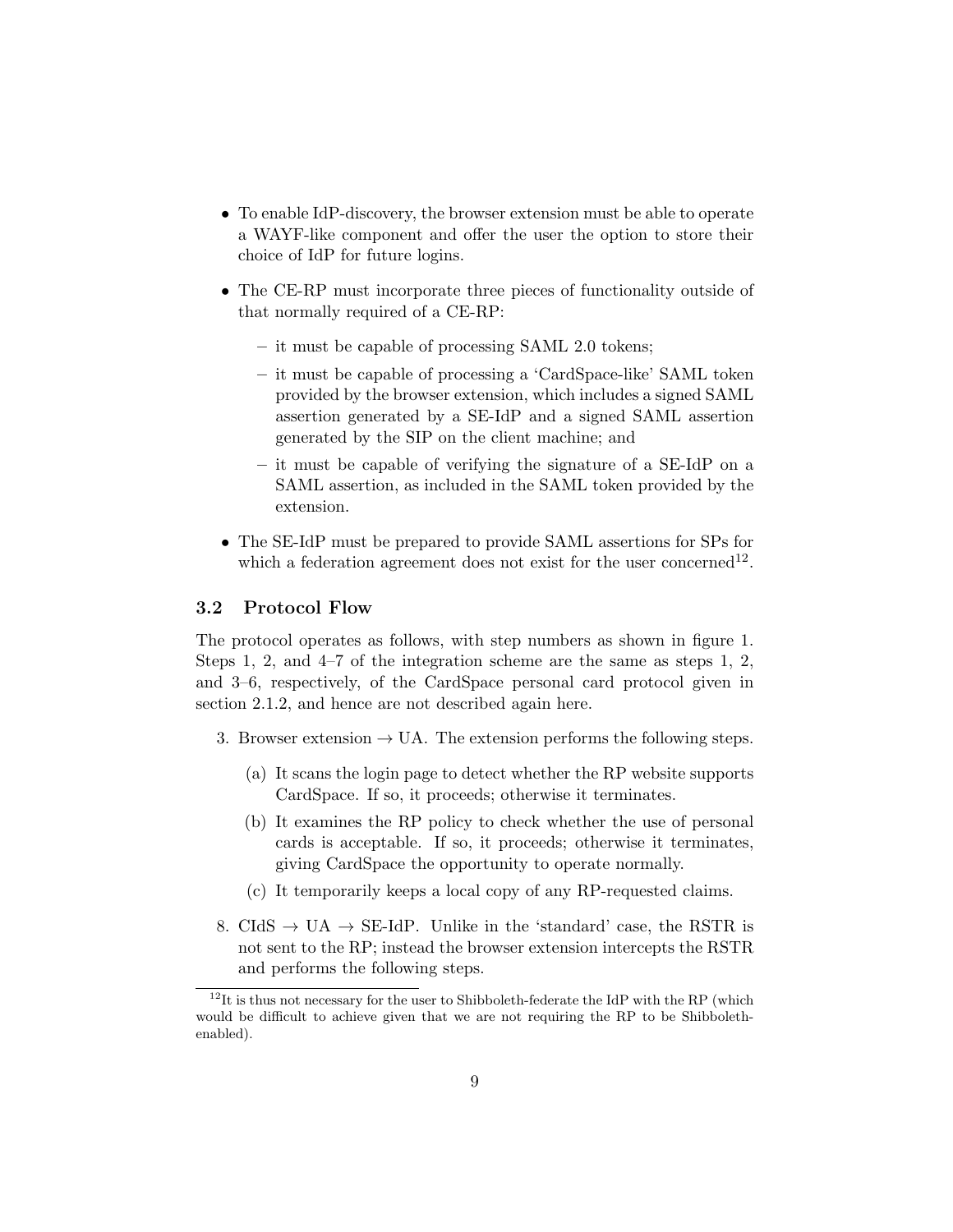- To enable IdP-discovery, the browser extension must be able to operate a WAYF-like component and offer the user the option to store their choice of IdP for future logins.
- The CE-RP must incorporate three pieces of functionality outside of that normally required of a CE-RP:
  - it must be capable of processing SAML 2.0 tokens;
  - it must be capable of processing a 'CardSpace-like' SAML token provided by the browser extension, which includes a signed SAML assertion generated by a SE-IdP and a signed SAML assertion generated by the SIP on the client machine; and
  - it must be capable of verifying the signature of a SE-IdP on a SAML assertion, as included in the SAML token provided by the extension.
- The SE-IdP must be prepared to provide SAML assertions for SPs for which a federation agreement does not exist for the user concerned[12].

### 3.2 Protocol Flow

The protocol operates as follows, with step numbers as shown in figure 1. Steps 1, 2, and 4–7 of the integration scheme are the same as steps 1, 2, and 3–6, respectively, of the CardSpace personal card protocol given in section 2.1.2, and hence are not described again here.

3. Browser extension → UA. The extension performs the following steps.
   (a) It scans the login page to detect whether the RP website supports CardSpace. If so, it proceeds; otherwise it terminates.
   (b) It examines the RP policy to check whether the use of personal cards is acceptable. If so, it proceeds; otherwise it terminates, giving CardSpace the opportunity to operate normally.
   (c) It temporarily keeps a local copy of any RP-requested claims.
8. CIdS → UA → SE-IdP. Unlike in the 'standard' case, the RSTR is not sent to the RP; instead the browser extension intercepts the RSTR and performs the following steps.

[12]It is thus not necessary for the user to Shibboleth-federate the IdP with the RP (which would be difficult to achieve given that we are not requiring the RP to be Shibboleth-enabled).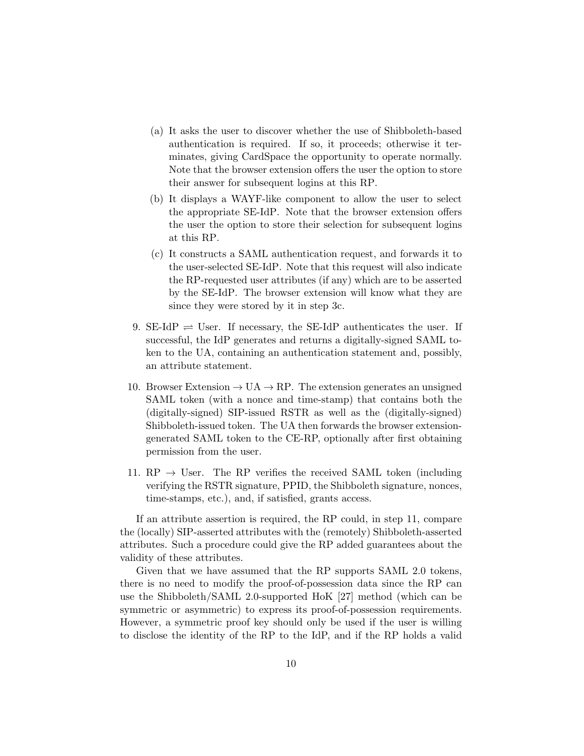(a) It asks the user to discover whether the use of Shibboleth-based authentication is required. If so, it proceeds; otherwise it terminates, giving CardSpace the opportunity to operate normally. Note that the browser extension offers the user the option to store their answer for subsequent logins at this RP.

(b) It displays a WAYF-like component to allow the user to select the appropriate SE-IdP. Note that the browser extension offers the user the option to store their selection for subsequent logins at this RP.

(c) It constructs a SAML authentication request, and forwards it to the user-selected SE-IdP. Note that this request will also indicate the RP-requested user attributes (if any) which are to be asserted by the SE-IdP. The browser extension will know what they are since they were stored by it in step 3c.

9. SE-IdP $\rightleftharpoons$ User. If necessary, the SE-IdP authenticates the user. If successful, the IdP generates and returns a digitally-signed SAML token to the UA, containing an authentication statement and, possibly, an attribute statement.

10. Browser Extension $\rightarrow$ UA $\rightarrow$ RP. The extension generates an unsigned SAML token (with a nonce and time-stamp) that contains both the (digitally-signed) SIP-issued RSTR as well as the (digitally-signed) Shibboleth-issued token. The UA then forwards the browser extension-generated SAML token to the CE-RP, optionally after first obtaining permission from the user.

11. RP $\rightarrow$ User. The RP verifies the received SAML token (including verifying the RSTR signature, PPID, the Shibboleth signature, nonces, time-stamps, etc.), and, if satisfied, grants access.

If an attribute assertion is required, the RP could, in step 11, compare the (locally) SIP-asserted attributes with the (remotely) Shibboleth-asserted attributes. Such a procedure could give the RP added guarantees about the validity of these attributes.

Given that we have assumed that the RP supports SAML 2.0 tokens, there is no need to modify the proof-of-possession data since the RP can use the Shibboleth/SAML 2.0-supported HoK [27] method (which can be symmetric or asymmetric) to express its proof-of-possession requirements. However, a symmetric proof key should only be used if the user is willing to disclose the identity of the RP to the IdP, and if the RP holds a valid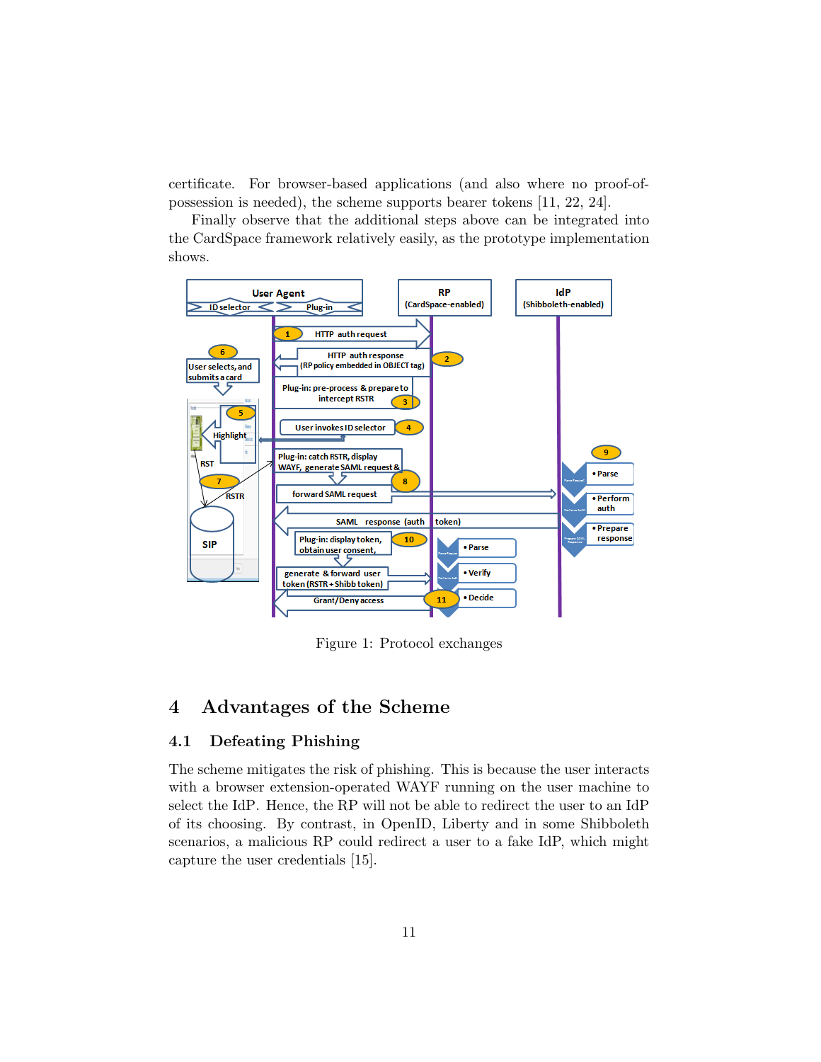certificate. For browser-based applications (and also where no proof-of-possession is needed), the scheme supports bearer tokens [11, 22, 24].

Finally observe that the additional steps above can be integrated into the CardSpace framework relatively easily, as the prototype implementation shows.

Figure 1: Protocol exchanges

## 4 Advantages of the Scheme

### 4.1 Defeating Phishing

The scheme mitigates the risk of phishing. This is because the user interacts with a browser extension-operated WAYF running on the user machine to select the IdP. Hence, the RP will not be able to redirect the user to an IdP of its choosing. By contrast, in OpenID, Liberty and in some Shibboleth scenarios, a malicious RP could redirect a user to a fake IdP, which might capture the user credentials [15].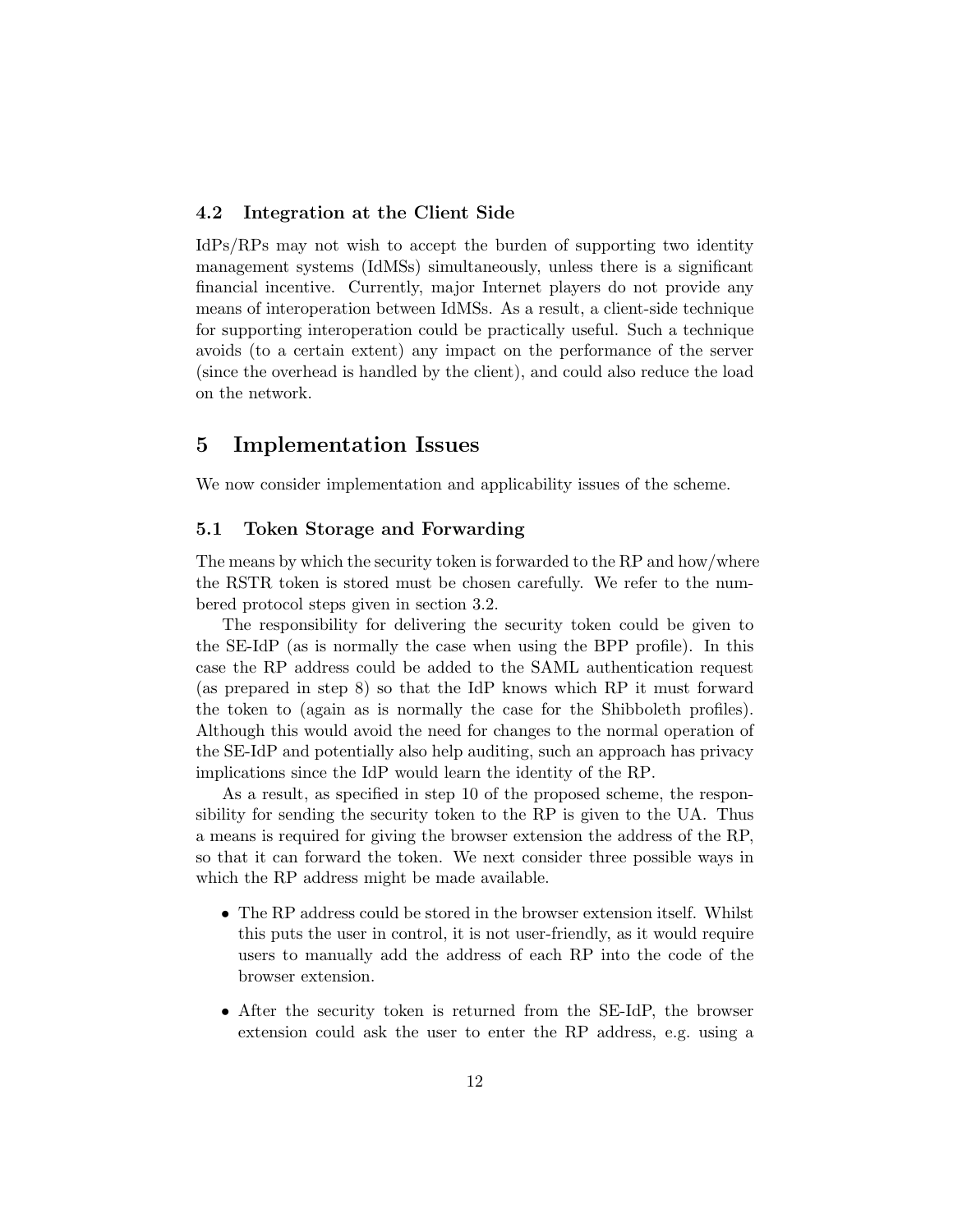### 4.2 Integration at the Client Side

IdPs/RPs may not wish to accept the burden of supporting two identity management systems (IdMSs) simultaneously, unless there is a significant financial incentive. Currently, major Internet players do not provide any means of interoperation between IdMSs. As a result, a client-side technique for supporting interoperation could be practically useful. Such a technique avoids (to a certain extent) any impact on the performance of the server (since the overhead is handled by the client), and could also reduce the load on the network.

## 5 Implementation Issues

We now consider implementation and applicability issues of the scheme.

### 5.1 Token Storage and Forwarding

The means by which the security token is forwarded to the RP and how/where the RSTR token is stored must be chosen carefully. We refer to the numbered protocol steps given in section 3.2.

The responsibility for delivering the security token could be given to the SE-IdP (as is normally the case when using the BPP profile). In this case the RP address could be added to the SAML authentication request (as prepared in step 8) so that the IdP knows which RP it must forward the token to (again as is normally the case for the Shibboleth profiles). Although this would avoid the need for changes to the normal operation of the SE-IdP and potentially also help auditing, such an approach has privacy implications since the IdP would learn the identity of the RP.

As a result, as specified in step 10 of the proposed scheme, the responsibility for sending the security token to the RP is given to the UA. Thus a means is required for giving the browser extension the address of the RP, so that it can forward the token. We next consider three possible ways in which the RP address might be made available.

- The RP address could be stored in the browser extension itself. Whilst this puts the user in control, it is not user-friendly, as it would require users to manually add the address of each RP into the code of the browser extension.
- After the security token is returned from the SE-IdP, the browser extension could ask the user to enter the RP address, e.g. using a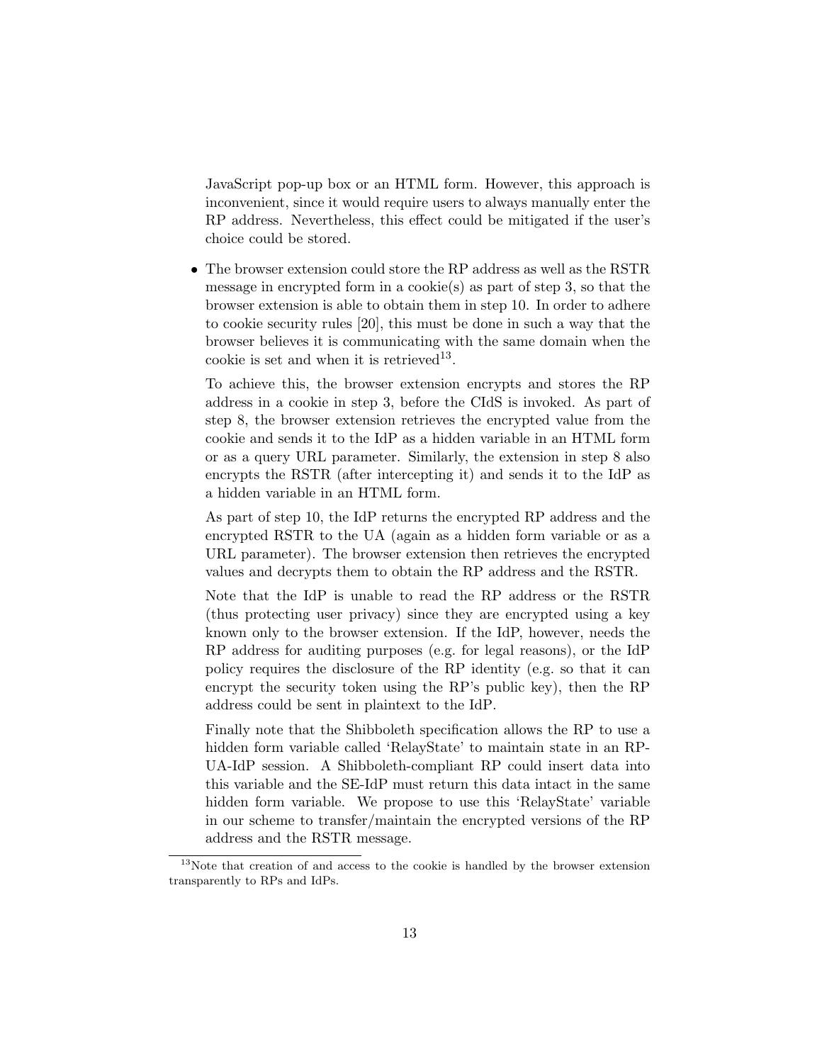JavaScript pop-up box or an HTML form. However, this approach is inconvenient, since it would require users to always manually enter the RP address. Nevertheless, this effect could be mitigated if the user's choice could be stored.

- The browser extension could store the RP address as well as the RSTR message in encrypted form in a cookie(s) as part of step 3, so that the browser extension is able to obtain them in step 10. In order to adhere to cookie security rules [20], this must be done in such a way that the browser believes it is communicating with the same domain when the cookie is set and when it is retrieved[13].

  To achieve this, the browser extension encrypts and stores the RP address in a cookie in step 3, before the CIdS is invoked. As part of step 8, the browser extension retrieves the encrypted value from the cookie and sends it to the IdP as a hidden variable in an HTML form or as a query URL parameter. Similarly, the extension in step 8 also encrypts the RSTR (after intercepting it) and sends it to the IdP as a hidden variable in an HTML form.

  As part of step 10, the IdP returns the encrypted RP address and the encrypted RSTR to the UA (again as a hidden form variable or as a URL parameter). The browser extension then retrieves the encrypted values and decrypts them to obtain the RP address and the RSTR.

  Note that the IdP is unable to read the RP address or the RSTR (thus protecting user privacy) since they are encrypted using a key known only to the browser extension. If the IdP, however, needs the RP address for auditing purposes (e.g. for legal reasons), or the IdP policy requires the disclosure of the RP identity (e.g. so that it can encrypt the security token using the RP's public key), then the RP address could be sent in plaintext to the IdP.

  Finally note that the Shibboleth specification allows the RP to use a hidden form variable called 'RelayState' to maintain state in an RP-UA-IdP session. A Shibboleth-compliant RP could insert data into this variable and the SE-IdP must return this data intact in the same hidden form variable. We propose to use this 'RelayState' variable in our scheme to transfer/maintain the encrypted versions of the RP address and the RSTR message.

[13] Note that creation of and access to the cookie is handled by the browser extension transparently to RPs and IdPs.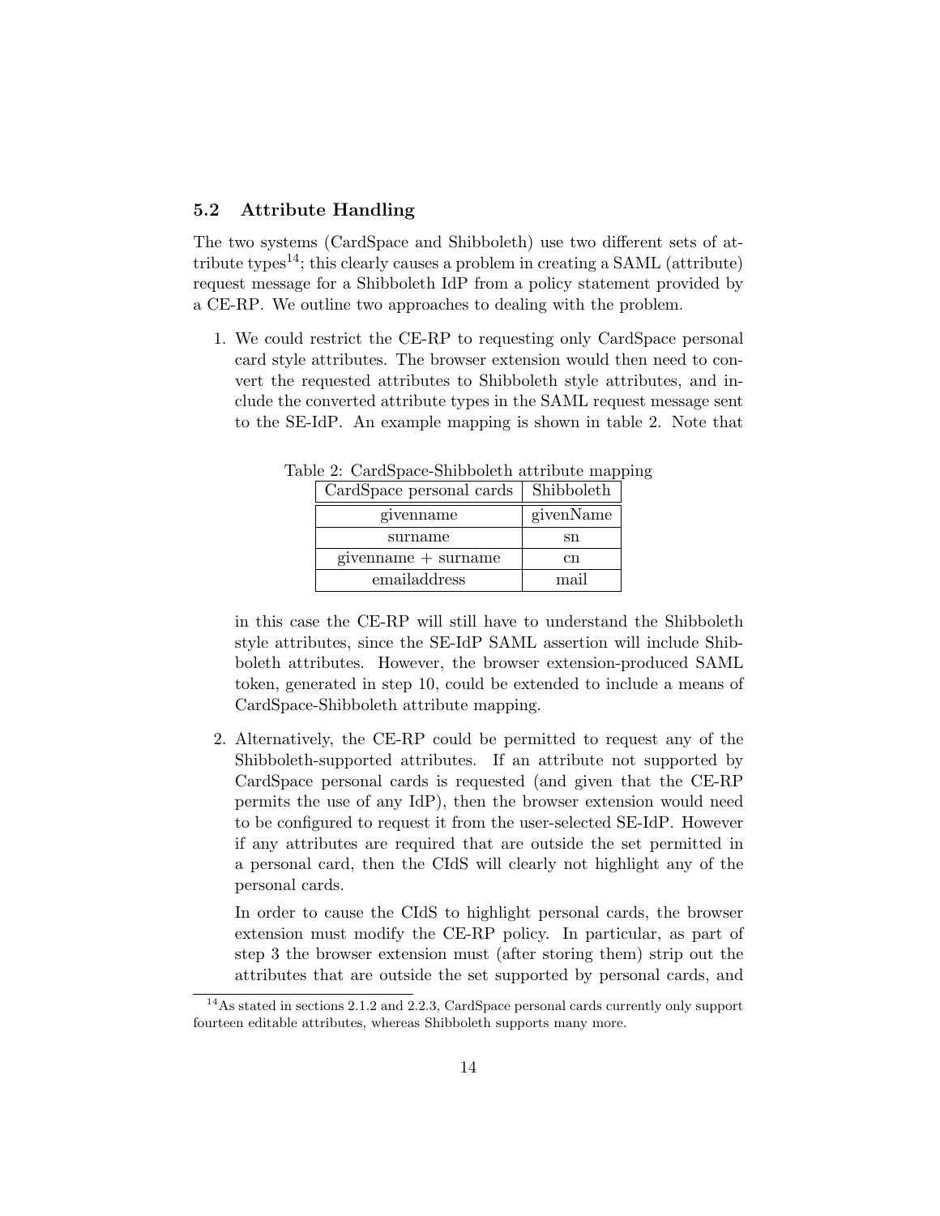### 5.2 Attribute Handling

The two systems (CardSpace and Shibboleth) use two different sets of attribute types[14]; this clearly causes a problem in creating a SAML (attribute) request message for a Shibboleth IdP from a policy statement provided by a CE-RP. We outline two approaches to dealing with the problem.

1. We could restrict the CE-RP to requesting only CardSpace personal card style attributes. The browser extension would then need to convert the requested attributes to Shibboleth style attributes, and include the converted attribute types in the SAML request message sent to the SE-IdP. An example mapping is shown in table 2. Note that

   Table 2: CardSpace-Shibboleth attribute mapping

   | CardSpace personal cards | Shibboleth |
   |---|---|
   | givenname | givenName |
   | surname | sn |
   | givenname + surname | cn |
   | emailaddress | mail |

   in this case the CE-RP will still have to understand the Shibboleth style attributes, since the SE-IdP SAML assertion will include Shibboleth attributes. However, the browser extension-produced SAML token, generated in step 10, could be extended to include a means of CardSpace-Shibboleth attribute mapping.

2. Alternatively, the CE-RP could be permitted to request any of the Shibboleth-supported attributes. If an attribute not supported by CardSpace personal cards is requested (and given that the CE-RP permits the use of any IdP), then the browser extension would need to be configured to request it from the user-selected SE-IdP. However if any attributes are required that are outside the set permitted in a personal card, then the CIdS will clearly not highlight any of the personal cards.

   In order to cause the CIdS to highlight personal cards, the browser extension must modify the CE-RP policy. In particular, as part of step 3 the browser extension must (after storing them) strip out the attributes that are outside the set supported by personal cards, and

[14] As stated in sections 2.1.2 and 2.2.3, CardSpace personal cards currently only support fourteen editable attributes, whereas Shibboleth supports many more.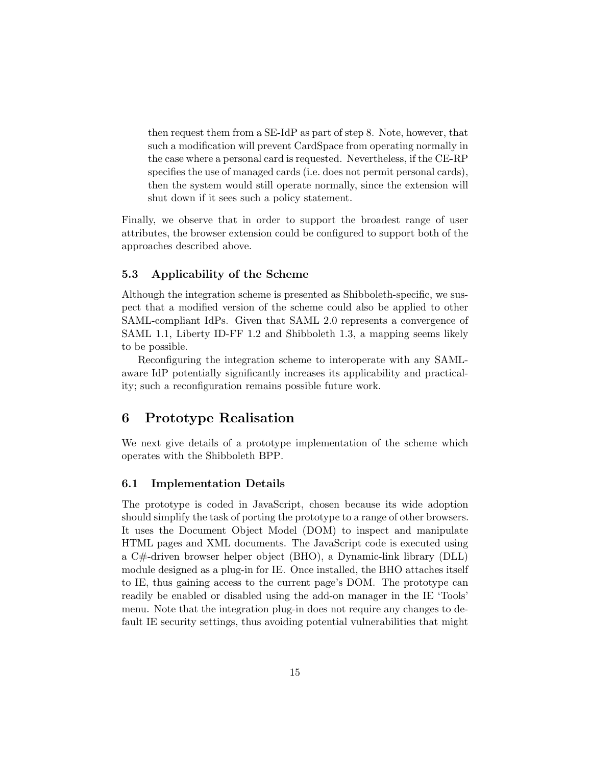then request them from a SE-IdP as part of step 8. Note, however, that such a modification will prevent CardSpace from operating normally in the case where a personal card is requested. Nevertheless, if the CE-RP specifies the use of managed cards (i.e. does not permit personal cards), then the system would still operate normally, since the extension will shut down if it sees such a policy statement.

Finally, we observe that in order to support the broadest range of user attributes, the browser extension could be configured to support both of the approaches described above.

### 5.3 Applicability of the Scheme

Although the integration scheme is presented as Shibboleth-specific, we suspect that a modified version of the scheme could also be applied to other SAML-compliant IdPs. Given that SAML 2.0 represents a convergence of SAML 1.1, Liberty ID-FF 1.2 and Shibboleth 1.3, a mapping seems likely to be possible.

Reconfiguring the integration scheme to interoperate with any SAML-aware IdP potentially significantly increases its applicability and practicality; such a reconfiguration remains possible future work.

## 6 Prototype Realisation

We next give details of a prototype implementation of the scheme which operates with the Shibboleth BPP.

### 6.1 Implementation Details

The prototype is coded in JavaScript, chosen because its wide adoption should simplify the task of porting the prototype to a range of other browsers. It uses the Document Object Model (DOM) to inspect and manipulate HTML pages and XML documents. The JavaScript code is executed using a C#-driven browser helper object (BHO), a Dynamic-link library (DLL) module designed as a plug-in for IE. Once installed, the BHO attaches itself to IE, thus gaining access to the current page's DOM. The prototype can readily be enabled or disabled using the add-on manager in the IE 'Tools' menu. Note that the integration plug-in does not require any changes to default IE security settings, thus avoiding potential vulnerabilities that might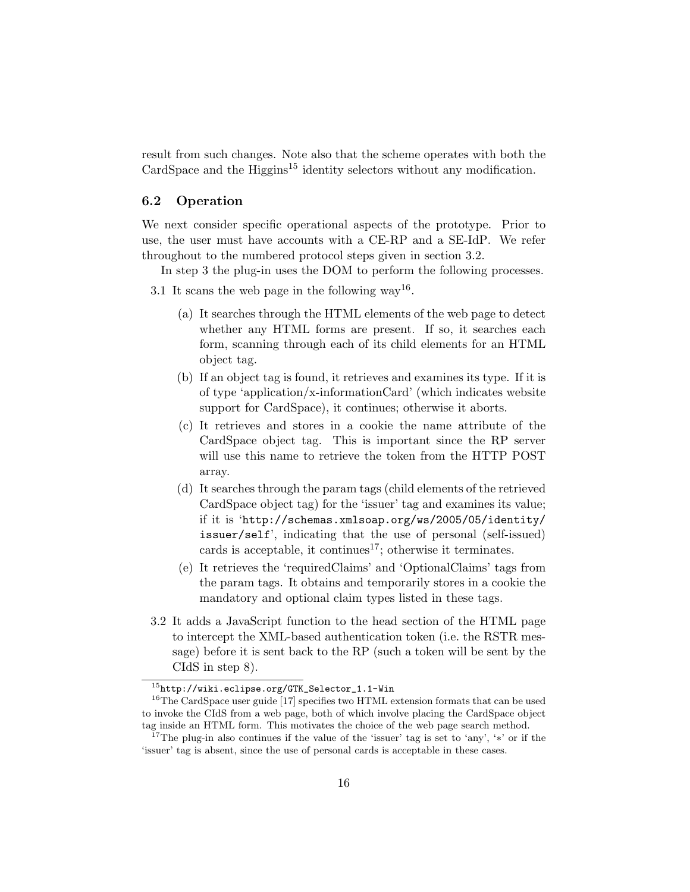result from such changes. Note also that the scheme operates with both the CardSpace and the Higgins[15] identity selectors without any modification.

### 6.2 Operation

We next consider specific operational aspects of the prototype. Prior to use, the user must have accounts with a CE-RP and a SE-IdP. We refer throughout to the numbered protocol steps given in section 3.2.

In step 3 the plug-in uses the DOM to perform the following processes.

3.1 It scans the web page in the following way[16].

   (a) It searches through the HTML elements of the web page to detect whether any HTML forms are present. If so, it searches each form, scanning through each of its child elements for an HTML object tag.

   (b) If an object tag is found, it retrieves and examines its type. If it is of type 'application/x-informationCard' (which indicates website support for CardSpace), it continues; otherwise it aborts.

   (c) It retrieves and stores in a cookie the name attribute of the CardSpace object tag. This is important since the RP server will use this name to retrieve the token from the HTTP POST array.

   (d) It searches through the param tags (child elements of the retrieved CardSpace object tag) for the 'issuer' tag and examines its value; if it is '`http://schemas.xmlsoap.org/ws/2005/05/identity/issuer/self`', indicating that the use of personal (self-issued) cards is acceptable, it continues[17]; otherwise it terminates.

   (e) It retrieves the 'requiredClaims' and 'OptionalClaims' tags from the param tags. It obtains and temporarily stores in a cookie the mandatory and optional claim types listed in these tags.

3.2 It adds a JavaScript function to the head section of the HTML page to intercept the XML-based authentication token (i.e. the RSTR message) before it is sent back to the RP (such a token will be sent by the CIdS in step 8).

---

[15] `http://wiki.eclipse.org/GTK_Selector_1.1-Win`

[16] The CardSpace user guide [17] specifies two HTML extension formats that can be used to invoke the CIdS from a web page, both of which involve placing the CardSpace object tag inside an HTML form. This motivates the choice of the web page search method.

[17] The plug-in also continues if the value of the 'issuer' tag is set to 'any', '*' or if the 'issuer' tag is absent, since the use of personal cards is acceptable in these cases.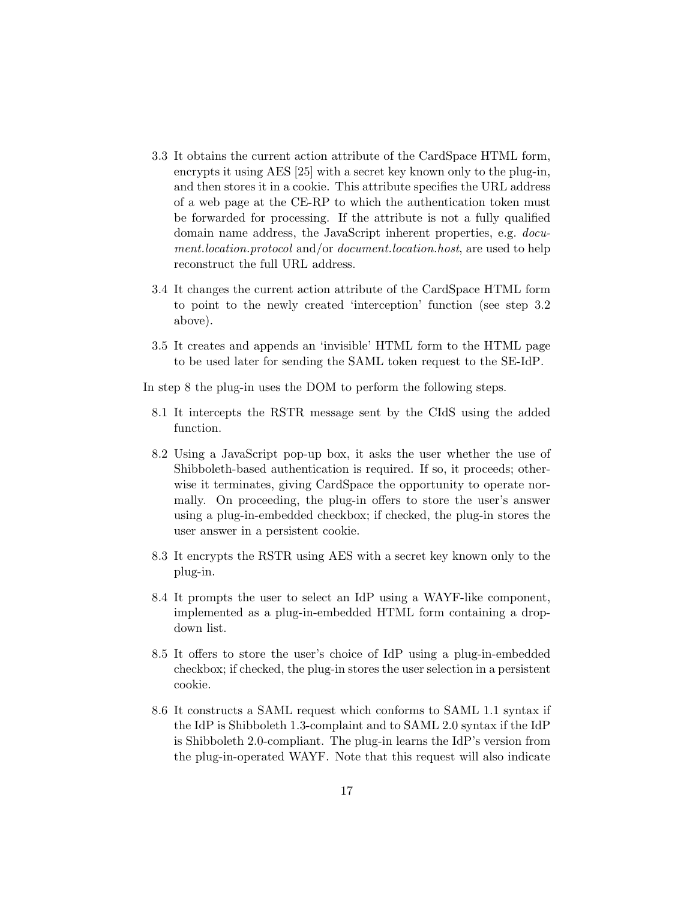3.3 It obtains the current action attribute of the CardSpace HTML form, encrypts it using AES [25] with a secret key known only to the plug-in, and then stores it in a cookie. This attribute specifies the URL address of a web page at the CE-RP to which the authentication token must be forwarded for processing. If the attribute is not a fully qualified domain name address, the JavaScript inherent properties, e.g. *document.location.protocol* and/or *document.location.host*, are used to help reconstruct the full URL address.

3.4 It changes the current action attribute of the CardSpace HTML form to point to the newly created 'interception' function (see step 3.2 above).

3.5 It creates and appends an 'invisible' HTML form to the HTML page to be used later for sending the SAML token request to the SE-IdP.

In step 8 the plug-in uses the DOM to perform the following steps.

8.1 It intercepts the RSTR message sent by the CIdS using the added function.

8.2 Using a JavaScript pop-up box, it asks the user whether the use of Shibboleth-based authentication is required. If so, it proceeds; otherwise it terminates, giving CardSpace the opportunity to operate normally. On proceeding, the plug-in offers to store the user's answer using a plug-in-embedded checkbox; if checked, the plug-in stores the user answer in a persistent cookie.

8.3 It encrypts the RSTR using AES with a secret key known only to the plug-in.

8.4 It prompts the user to select an IdP using a WAYF-like component, implemented as a plug-in-embedded HTML form containing a drop-down list.

8.5 It offers to store the user's choice of IdP using a plug-in-embedded checkbox; if checked, the plug-in stores the user selection in a persistent cookie.

8.6 It constructs a SAML request which conforms to SAML 1.1 syntax if the IdP is Shibboleth 1.3-complaint and to SAML 2.0 syntax if the IdP is Shibboleth 2.0-compliant. The plug-in learns the IdP's version from the plug-in-operated WAYF. Note that this request will also indicate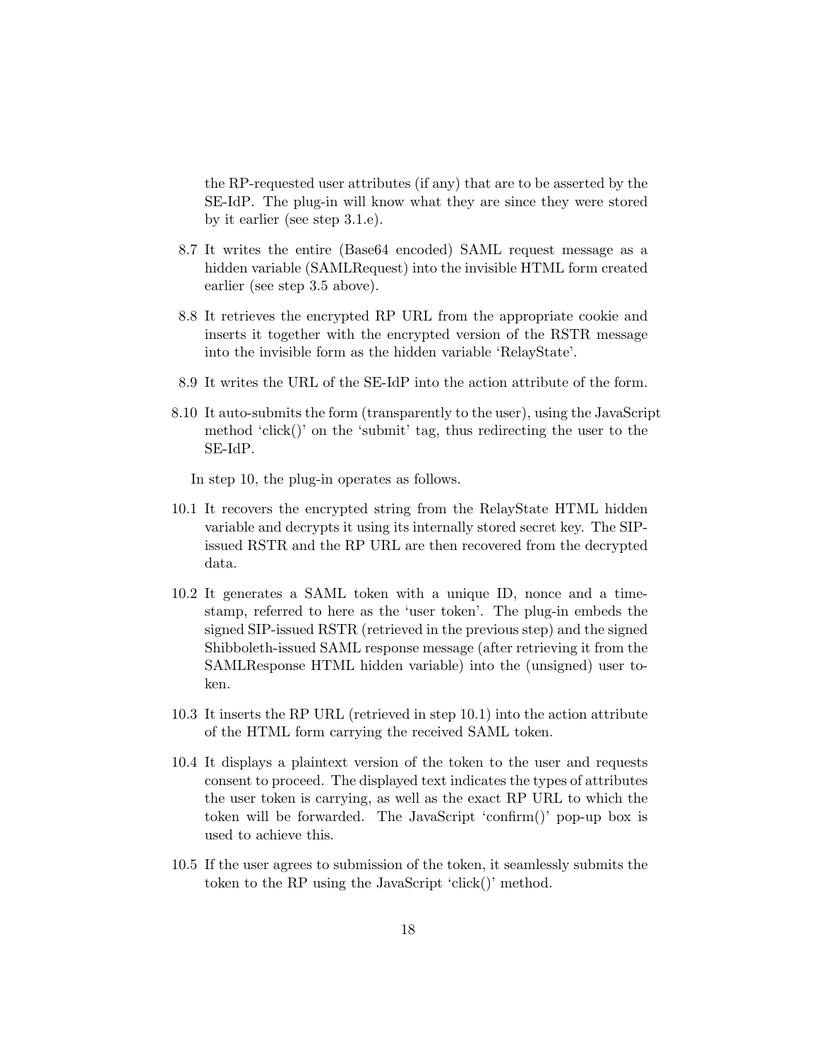the RP-requested user attributes (if any) that are to be asserted by the SE-IdP. The plug-in will know what they are since they were stored by it earlier (see step 3.1.e).

8.7 It writes the entire (Base64 encoded) SAML request message as a hidden variable (SAMLRequest) into the invisible HTML form created earlier (see step 3.5 above).

8.8 It retrieves the encrypted RP URL from the appropriate cookie and inserts it together with the encrypted version of the RSTR message into the invisible form as the hidden variable 'RelayState'.

8.9 It writes the URL of the SE-IdP into the action attribute of the form.

8.10 It auto-submits the form (transparently to the user), using the JavaScript method 'click()' on the 'submit' tag, thus redirecting the user to the SE-IdP.

In step 10, the plug-in operates as follows.

10.1 It recovers the encrypted string from the RelayState HTML hidden variable and decrypts it using its internally stored secret key. The SIP-issued RSTR and the RP URL are then recovered from the decrypted data.

10.2 It generates a SAML token with a unique ID, nonce and a timestamp, referred to here as the 'user token'. The plug-in embeds the signed SIP-issued RSTR (retrieved in the previous step) and the signed Shibboleth-issued SAML response message (after retrieving it from the SAMLResponse HTML hidden variable) into the (unsigned) user token.

10.3 It inserts the RP URL (retrieved in step 10.1) into the action attribute of the HTML form carrying the received SAML token.

10.4 It displays a plaintext version of the token to the user and requests consent to proceed. The displayed text indicates the types of attributes the user token is carrying, as well as the exact RP URL to which the token will be forwarded. The JavaScript 'confirm()' pop-up box is used to achieve this.

10.5 If the user agrees to submission of the token, it seamlessly submits the token to the RP using the JavaScript 'click()' method.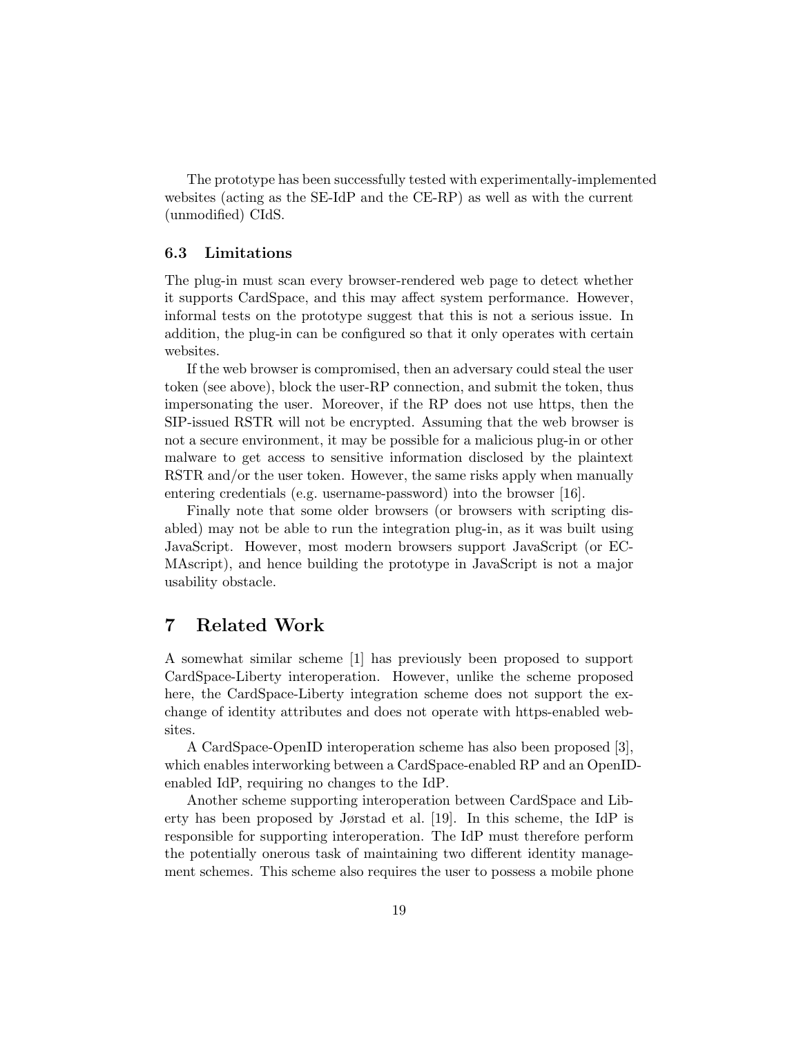The prototype has been successfully tested with experimentally-implemented websites (acting as the SE-IdP and the CE-RP) as well as with the current (unmodified) CIdS.

### 6.3 Limitations

The plug-in must scan every browser-rendered web page to detect whether it supports CardSpace, and this may affect system performance. However, informal tests on the prototype suggest that this is not a serious issue. In addition, the plug-in can be configured so that it only operates with certain websites.

If the web browser is compromised, then an adversary could steal the user token (see above), block the user-RP connection, and submit the token, thus impersonating the user. Moreover, if the RP does not use https, then the SIP-issued RSTR will not be encrypted. Assuming that the web browser is not a secure environment, it may be possible for a malicious plug-in or other malware to get access to sensitive information disclosed by the plaintext RSTR and/or the user token. However, the same risks apply when manually entering credentials (e.g. username-password) into the browser [16].

Finally note that some older browsers (or browsers with scripting disabled) may not be able to run the integration plug-in, as it was built using JavaScript. However, most modern browsers support JavaScript (or ECMAscript), and hence building the prototype in JavaScript is not a major usability obstacle.

## 7 Related Work

A somewhat similar scheme [1] has previously been proposed to support CardSpace-Liberty interoperation. However, unlike the scheme proposed here, the CardSpace-Liberty integration scheme does not support the exchange of identity attributes and does not operate with https-enabled websites.

A CardSpace-OpenID interoperation scheme has also been proposed [3], which enables interworking between a CardSpace-enabled RP and an OpenID-enabled IdP, requiring no changes to the IdP.

Another scheme supporting interoperation between CardSpace and Liberty has been proposed by Jørstad et al. [19]. In this scheme, the IdP is responsible for supporting interoperation. The IdP must therefore perform the potentially onerous task of maintaining two different identity management schemes. This scheme also requires the user to possess a mobile phone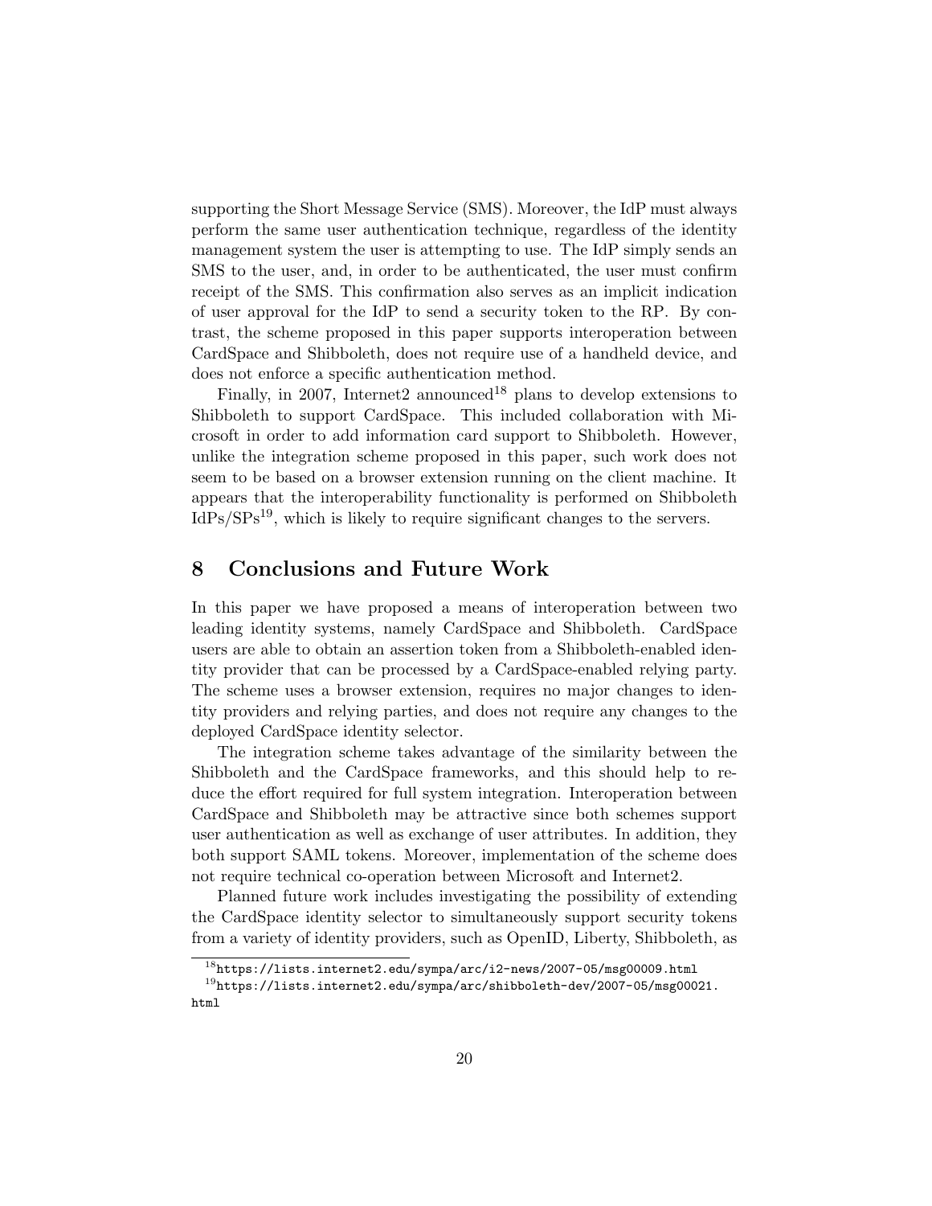supporting the Short Message Service (SMS). Moreover, the IdP must always perform the same user authentication technique, regardless of the identity management system the user is attempting to use. The IdP simply sends an SMS to the user, and, in order to be authenticated, the user must confirm receipt of the SMS. This confirmation also serves as an implicit indication of user approval for the IdP to send a security token to the RP. By contrast, the scheme proposed in this paper supports interoperation between CardSpace and Shibboleth, does not require use of a handheld device, and does not enforce a specific authentication method.

Finally, in 2007, Internet2 announced[18] plans to develop extensions to Shibboleth to support CardSpace. This included collaboration with Microsoft in order to add information card support to Shibboleth. However, unlike the integration scheme proposed in this paper, such work does not seem to be based on a browser extension running on the client machine. It appears that the interoperability functionality is performed on Shibboleth IdPs/SPs[19], which is likely to require significant changes to the servers.

## 8 Conclusions and Future Work

In this paper we have proposed a means of interoperation between two leading identity systems, namely CardSpace and Shibboleth. CardSpace users are able to obtain an assertion token from a Shibboleth-enabled identity provider that can be processed by a CardSpace-enabled relying party. The scheme uses a browser extension, requires no major changes to identity providers and relying parties, and does not require any changes to the deployed CardSpace identity selector.

The integration scheme takes advantage of the similarity between the Shibboleth and the CardSpace frameworks, and this should help to reduce the effort required for full system integration. Interoperation between CardSpace and Shibboleth may be attractive since both schemes support user authentication as well as exchange of user attributes. In addition, they both support SAML tokens. Moreover, implementation of the scheme does not require technical co-operation between Microsoft and Internet2.

Planned future work includes investigating the possibility of extending the CardSpace identity selector to simultaneously support security tokens from a variety of identity providers, such as OpenID, Liberty, Shibboleth, as

---

[18] `https://lists.internet2.edu/sympa/arc/i2-news/2007-05/msg00009.html`

[19] `https://lists.internet2.edu/sympa/arc/shibboleth-dev/2007-05/msg00021.html`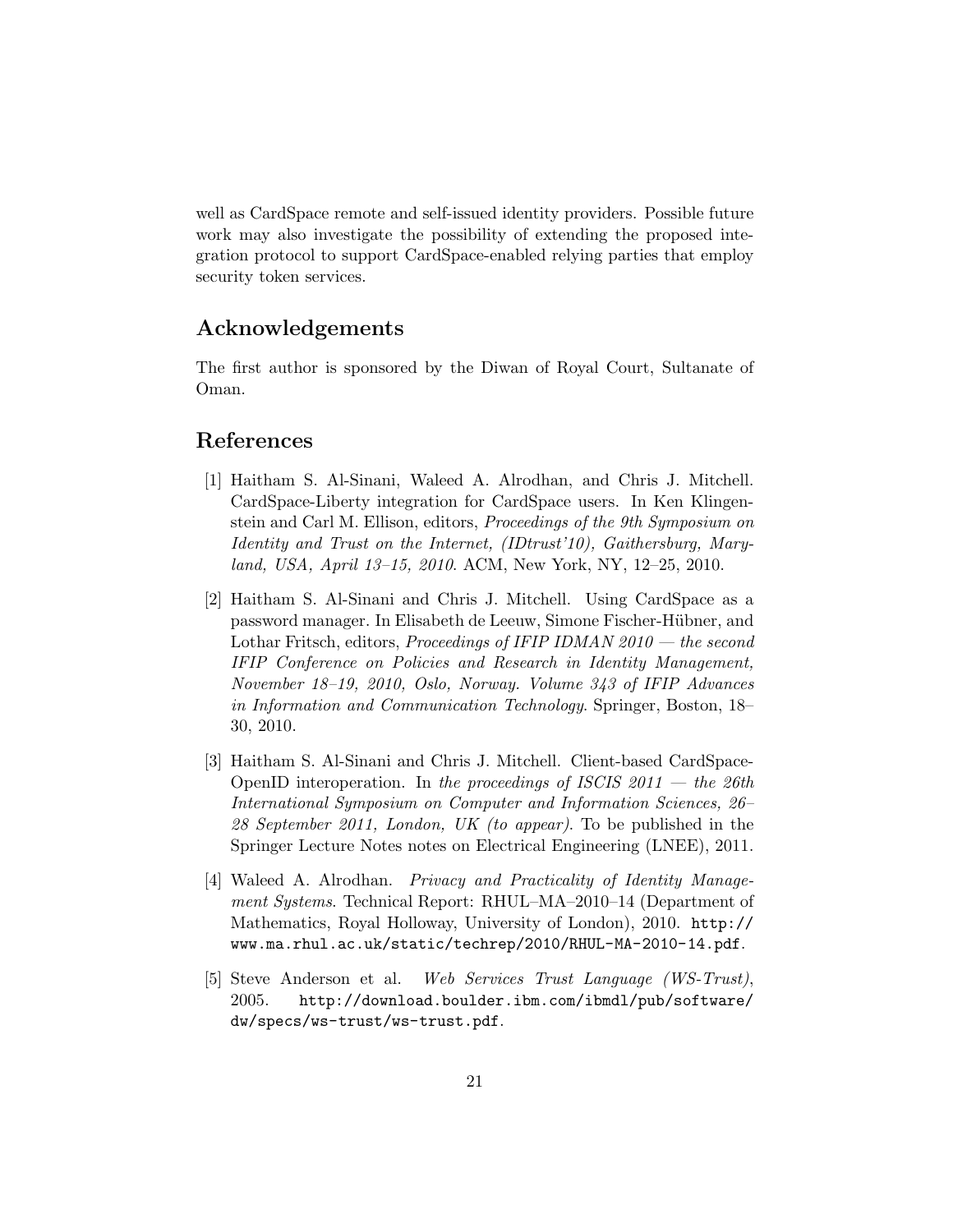well as CardSpace remote and self-issued identity providers. Possible future work may also investigate the possibility of extending the proposed integration protocol to support CardSpace-enabled relying parties that employ security token services.

## Acknowledgements

The first author is sponsored by the Diwan of Royal Court, Sultanate of Oman.

## References

[1] Haitham S. Al-Sinani, Waleed A. Alrodhan, and Chris J. Mitchell. CardSpace-Liberty integration for CardSpace users. In Ken Klingenstein and Carl M. Ellison, editors, *Proceedings of the 9th Symposium on Identity and Trust on the Internet, (IDtrust'10), Gaithersburg, Maryland, USA, April 13–15, 2010*. ACM, New York, NY, 12–25, 2010.

[2] Haitham S. Al-Sinani and Chris J. Mitchell. Using CardSpace as a password manager. In Elisabeth de Leeuw, Simone Fischer-Hübner, and Lothar Fritsch, editors, *Proceedings of IFIP IDMAN 2010 — the second IFIP Conference on Policies and Research in Identity Management, November 18–19, 2010, Oslo, Norway. Volume 343 of IFIP Advances in Information and Communication Technology*. Springer, Boston, 18–30, 2010.

[3] Haitham S. Al-Sinani and Chris J. Mitchell. Client-based CardSpace-OpenID interoperation. In *the proceedings of ISCIS 2011 — the 26th International Symposium on Computer and Information Sciences, 26–28 September 2011, London, UK (to appear)*. To be published in the Springer Lecture Notes notes on Electrical Engineering (LNEE), 2011.

[4] Waleed A. Alrodhan. *Privacy and Practicality of Identity Management Systems*. Technical Report: RHUL–MA–2010–14 (Department of Mathematics, Royal Holloway, University of London), 2010. `http://www.ma.rhul.ac.uk/static/techrep/2010/RHUL-MA-2010-14.pdf`.

[5] Steve Anderson et al. *Web Services Trust Language (WS-Trust)*, 2005. `http://download.boulder.ibm.com/ibmdl/pub/software/dw/specs/ws-trust/ws-trust.pdf`.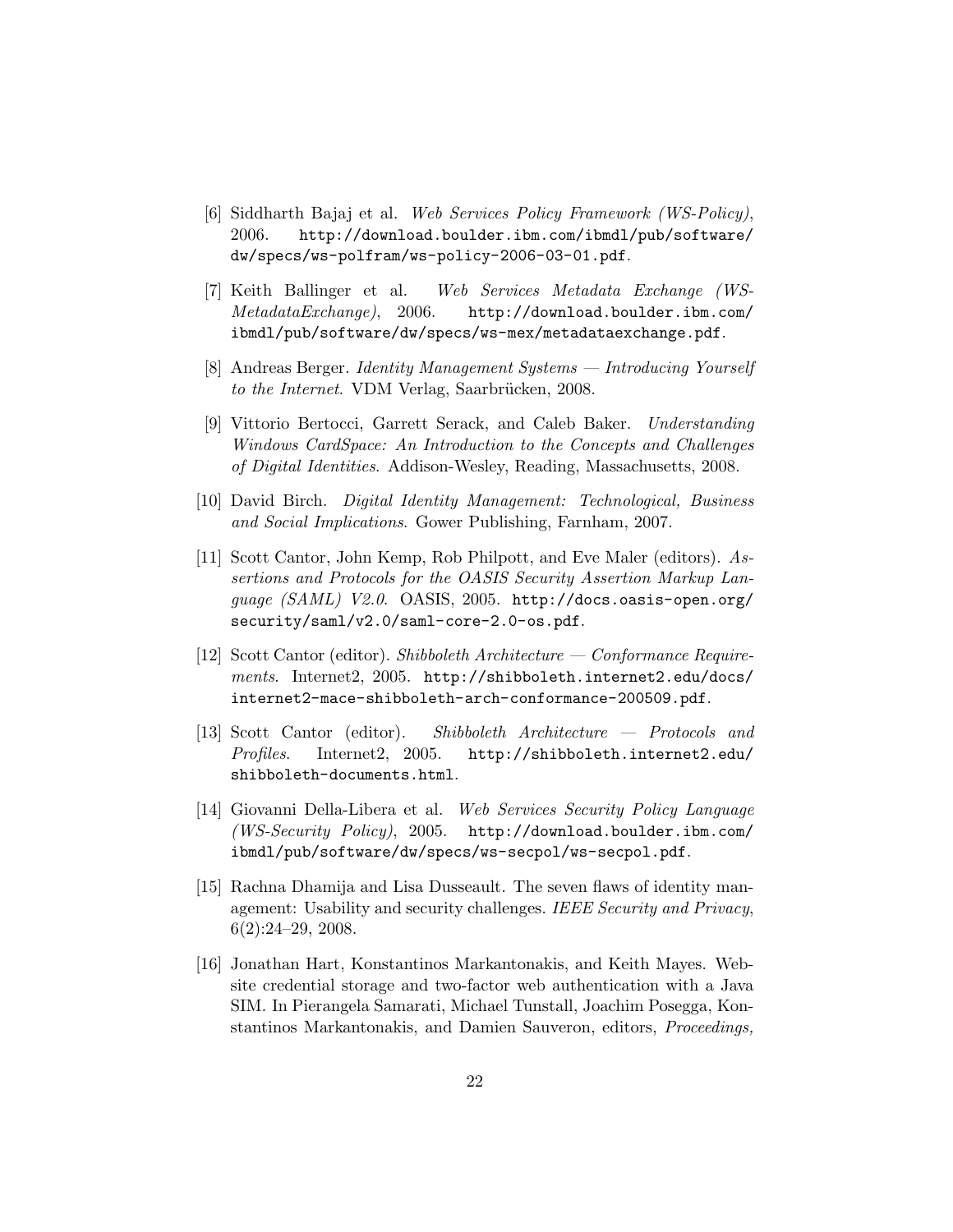[6] Siddharth Bajaj et al. *Web Services Policy Framework (WS-Policy)*, 2006. `http://download.boulder.ibm.com/ibmdl/pub/software/dw/specs/ws-polfram/ws-policy-2006-03-01.pdf`.

[7] Keith Ballinger et al. *Web Services Metadata Exchange (WS-MetadataExchange)*, 2006. `http://download.boulder.ibm.com/ibmdl/pub/software/dw/specs/ws-mex/metadataexchange.pdf`.

[8] Andreas Berger. *Identity Management Systems — Introducing Yourself to the Internet*. VDM Verlag, Saarbrücken, 2008.

[9] Vittorio Bertocci, Garrett Serack, and Caleb Baker. *Understanding Windows CardSpace: An Introduction to the Concepts and Challenges of Digital Identities*. Addison-Wesley, Reading, Massachusetts, 2008.

[10] David Birch. *Digital Identity Management: Technological, Business and Social Implications*. Gower Publishing, Farnham, 2007.

[11] Scott Cantor, John Kemp, Rob Philpott, and Eve Maler (editors). *Assertions and Protocols for the OASIS Security Assertion Markup Language (SAML) V2.0*. OASIS, 2005. `http://docs.oasis-open.org/security/saml/v2.0/saml-core-2.0-os.pdf`.

[12] Scott Cantor (editor). *Shibboleth Architecture — Conformance Requirements*. Internet2, 2005. `http://shibboleth.internet2.edu/docs/internet2-mace-shibboleth-arch-conformance-200509.pdf`.

[13] Scott Cantor (editor). *Shibboleth Architecture — Protocols and Profiles*. Internet2, 2005. `http://shibboleth.internet2.edu/shibboleth-documents.html`.

[14] Giovanni Della-Libera et al. *Web Services Security Policy Language (WS-Security Policy)*, 2005. `http://download.boulder.ibm.com/ibmdl/pub/software/dw/specs/ws-secpol/ws-secpol.pdf`.

[15] Rachna Dhamija and Lisa Dusseault. The seven flaws of identity management: Usability and security challenges. *IEEE Security and Privacy*, 6(2):24–29, 2008.

[16] Jonathan Hart, Konstantinos Markantonakis, and Keith Mayes. Website credential storage and two-factor web authentication with a Java SIM. In Pierangela Samarati, Michael Tunstall, Joachim Posegga, Konstantinos Markantonakis, and Damien Sauveron, editors, *Proceedings,*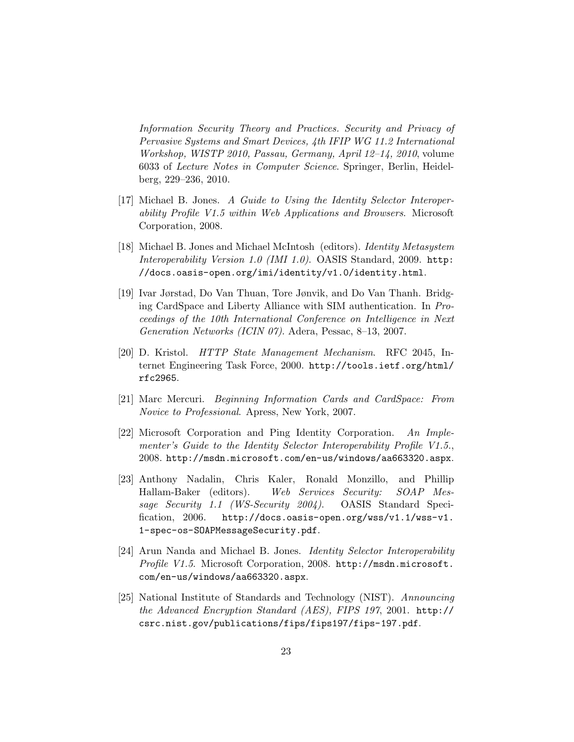*Information Security Theory and Practices. Security and Privacy of Pervasive Systems and Smart Devices, 4th IFIP WG 11.2 International Workshop, WISTP 2010, Passau, Germany, April 12–14, 2010*, volume 6033 of *Lecture Notes in Computer Science*. Springer, Berlin, Heidelberg, 229–236, 2010.

[17] Michael B. Jones. *A Guide to Using the Identity Selector Interoperability Profile V1.5 within Web Applications and Browsers*. Microsoft Corporation, 2008.

[18] Michael B. Jones and Michael McIntosh (editors). *Identity Metasystem Interoperability Version 1.0 (IMI 1.0)*. OASIS Standard, 2009. `http://docs.oasis-open.org/imi/identity/v1.0/identity.html`.

[19] Ivar Jørstad, Do Van Thuan, Tore Jønvik, and Do Van Thanh. Bridging CardSpace and Liberty Alliance with SIM authentication. In *Proceedings of the 10th International Conference on Intelligence in Next Generation Networks (ICIN 07)*. Adera, Pessac, 8–13, 2007.

[20] D. Kristol. *HTTP State Management Mechanism*. RFC 2045, Internet Engineering Task Force, 2000. `http://tools.ietf.org/html/rfc2965`.

[21] Marc Mercuri. *Beginning Information Cards and CardSpace: From Novice to Professional*. Apress, New York, 2007.

[22] Microsoft Corporation and Ping Identity Corporation. *An Implementer's Guide to the Identity Selector Interoperability Profile V1.5.*, 2008. `http://msdn.microsoft.com/en-us/windows/aa663320.aspx`.

[23] Anthony Nadalin, Chris Kaler, Ronald Monzillo, and Phillip Hallam-Baker (editors). *Web Services Security: SOAP Message Security 1.1 (WS-Security 2004)*. OASIS Standard Specification, 2006. `http://docs.oasis-open.org/wss/v1.1/wss-v1.1-spec-os-SOAPMessageSecurity.pdf`.

[24] Arun Nanda and Michael B. Jones. *Identity Selector Interoperability Profile V1.5*. Microsoft Corporation, 2008. `http://msdn.microsoft.com/en-us/windows/aa663320.aspx`.

[25] National Institute of Standards and Technology (NIST). *Announcing the Advanced Encryption Standard (AES), FIPS 197*, 2001. `http://csrc.nist.gov/publications/fips/fips197/fips-197.pdf`.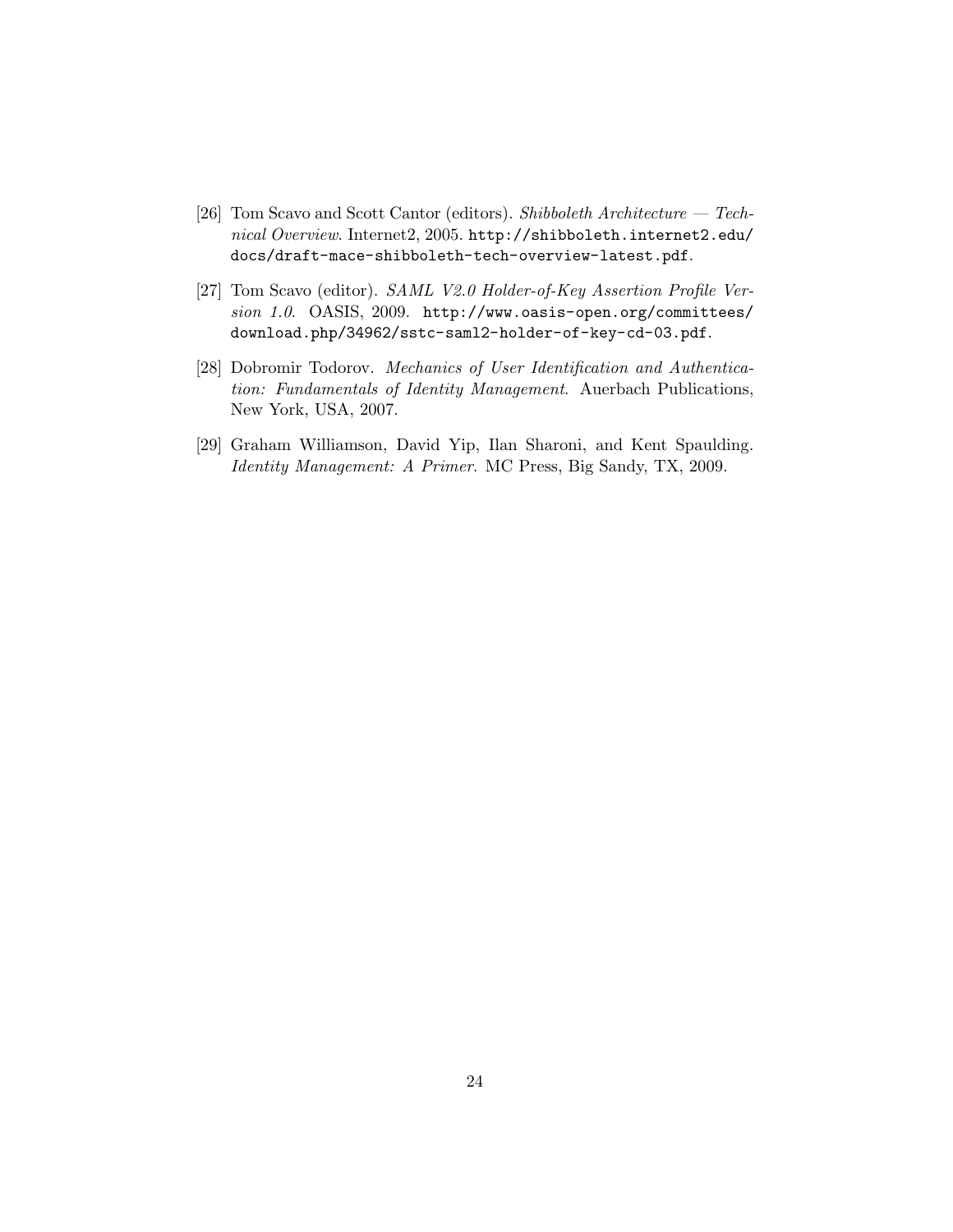[26] Tom Scavo and Scott Cantor (editors). *Shibboleth Architecture — Technical Overview*. Internet2, 2005. `http://shibboleth.internet2.edu/docs/draft-mace-shibboleth-tech-overview-latest.pdf`.

[27] Tom Scavo (editor). *SAML V2.0 Holder-of-Key Assertion Profile Version 1.0*. OASIS, 2009. `http://www.oasis-open.org/committees/download.php/34962/sstc-saml2-holder-of-key-cd-03.pdf`.

[28] Dobromir Todorov. *Mechanics of User Identification and Authentication: Fundamentals of Identity Management*. Auerbach Publications, New York, USA, 2007.

[29] Graham Williamson, David Yip, Ilan Sharoni, and Kent Spaulding. *Identity Management: A Primer*. MC Press, Big Sandy, TX, 2009.